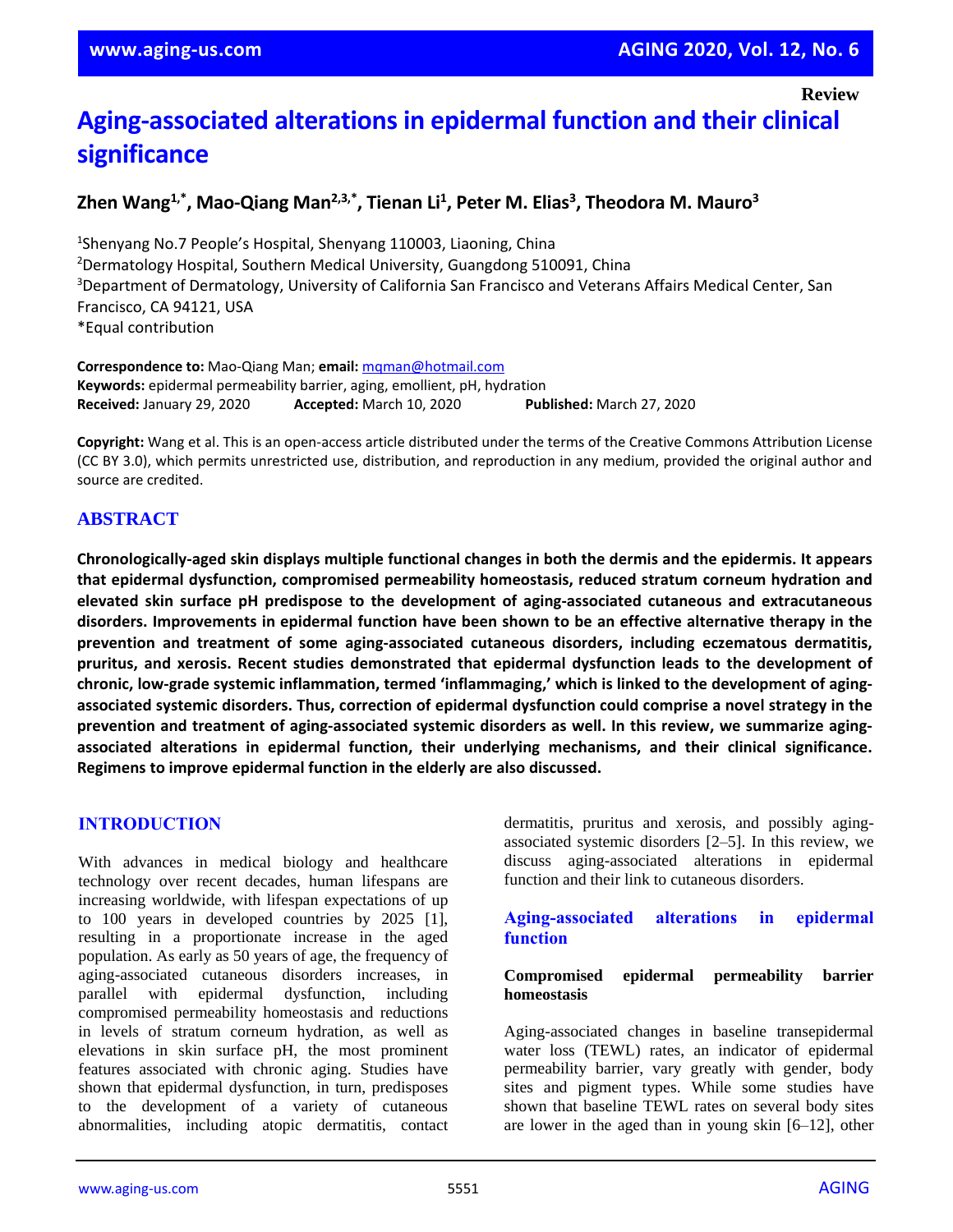Review

# Aging-associated alterations in epidermal function and their clinical significance

**Zhen Wang[1,*], Mao-Qiang Man[2,3,*], Tienan Li[1], Peter M. Elias[3], Theodora M. Mauro[3]**

[1]Shenyang No.7 People's Hospital, Shenyang 110003, Liaoning, China
[2]Dermatology Hospital, Southern Medical University, Guangdong 510091, China
[3]Department of Dermatology, University of California San Francisco and Veterans Affairs Medical Center, San Francisco, CA 94121, USA
*Equal contribution

**Correspondence to:** Mao-Qiang Man; **email:** mqman@hotmail.com
**Keywords:** epidermal permeability barrier, aging, emollient, pH, hydration
**Received:** January 29, 2020 **Accepted:** March 10, 2020 **Published:** March 27, 2020

**Copyright:** Wang et al. This is an open-access article distributed under the terms of the Creative Commons Attribution License (CC BY 3.0), which permits unrestricted use, distribution, and reproduction in any medium, provided the original author and source are credited.

## ABSTRACT

**Chronologically-aged skin displays multiple functional changes in both the dermis and the epidermis. It appears that epidermal dysfunction, compromised permeability homeostasis, reduced stratum corneum hydration and elevated skin surface pH predispose to the development of aging-associated cutaneous and extracutaneous disorders. Improvements in epidermal function have been shown to be an effective alternative therapy in the prevention and treatment of some aging-associated cutaneous disorders, including eczematous dermatitis, pruritus, and xerosis. Recent studies demonstrated that epidermal dysfunction leads to the development of chronic, low-grade systemic inflammation, termed 'inflammaging,' which is linked to the development of aging-associated systemic disorders. Thus, correction of epidermal dysfunction could comprise a novel strategy in the prevention and treatment of aging-associated systemic disorders as well. In this review, we summarize aging-associated alterations in epidermal function, their underlying mechanisms, and their clinical significance. Regimens to improve epidermal function in the elderly are also discussed.**

## INTRODUCTION

With advances in medical biology and healthcare technology over recent decades, human lifespans are increasing worldwide, with lifespan expectations of up to 100 years in developed countries by 2025 [1], resulting in a proportionate increase in the aged population. As early as 50 years of age, the frequency of aging-associated cutaneous disorders increases, in parallel with epidermal dysfunction, including compromised permeability homeostasis and reductions in levels of stratum corneum hydration, as well as elevations in skin surface pH, the most prominent features associated with chronic aging. Studies have shown that epidermal dysfunction, in turn, predisposes to the development of a variety of cutaneous abnormalities, including atopic dermatitis, contact dermatitis, pruritus and xerosis, and possibly aging-associated systemic disorders [2–5]. In this review, we discuss aging-associated alterations in epidermal function and their link to cutaneous disorders.

## Aging-associated alterations in epidermal function

### Compromised epidermal permeability barrier homeostasis

Aging-associated changes in baseline transepidermal water loss (TEWL) rates, an indicator of epidermal permeability barrier, vary greatly with gender, body sites and pigment types. While some studies have shown that baseline TEWL rates on several body sites are lower in the aged than in young skin [6–12], other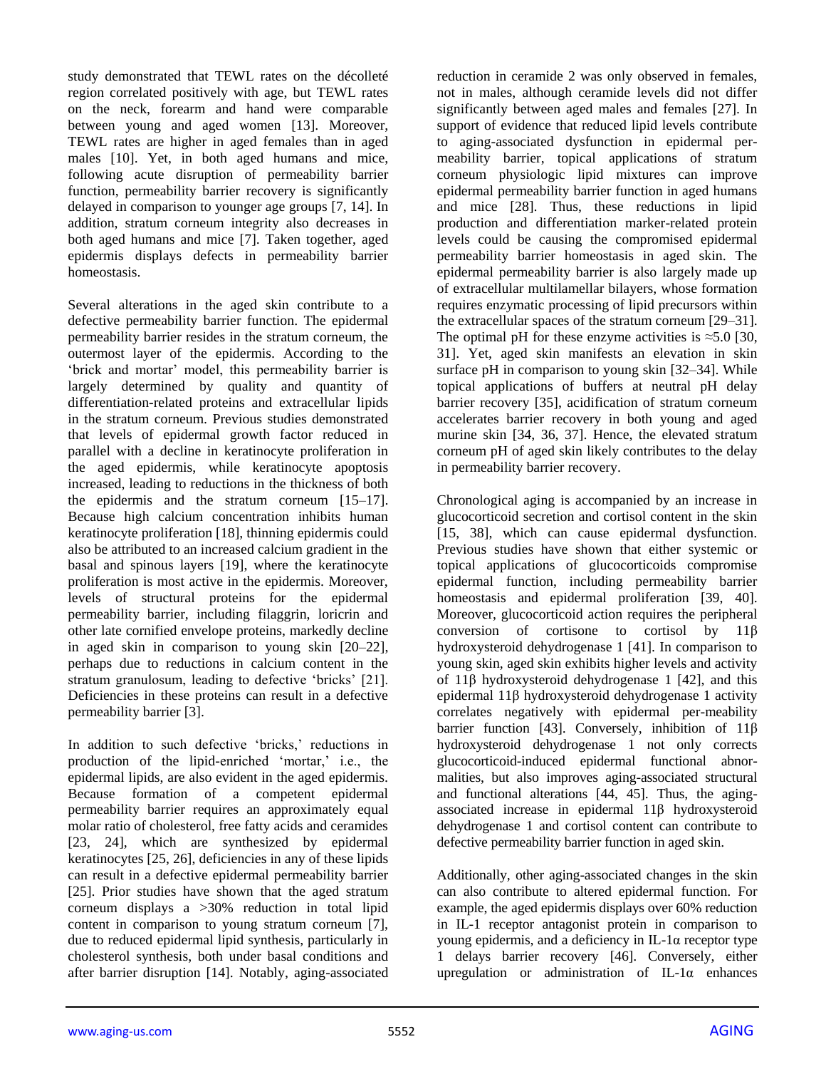study demonstrated that TEWL rates on the décolleté region correlated positively with age, but TEWL rates on the neck, forearm and hand were comparable between young and aged women [13]. Moreover, TEWL rates are higher in aged females than in aged males [10]. Yet, in both aged humans and mice, following acute disruption of permeability barrier function, permeability barrier recovery is significantly delayed in comparison to younger age groups [7, 14]. In addition, stratum corneum integrity also decreases in both aged humans and mice [7]. Taken together, aged epidermis displays defects in permeability barrier homeostasis.

Several alterations in the aged skin contribute to a defective permeability barrier function. The epidermal permeability barrier resides in the stratum corneum, the outermost layer of the epidermis. According to the 'brick and mortar' model, this permeability barrier is largely determined by quality and quantity of differentiation-related proteins and extracellular lipids in the stratum corneum. Previous studies demonstrated that levels of epidermal growth factor reduced in parallel with a decline in keratinocyte proliferation in the aged epidermis, while keratinocyte apoptosis increased, leading to reductions in the thickness of both the epidermis and the stratum corneum [15–17]. Because high calcium concentration inhibits human keratinocyte proliferation [18], thinning epidermis could also be attributed to an increased calcium gradient in the basal and spinous layers [19], where the keratinocyte proliferation is most active in the epidermis. Moreover, levels of structural proteins for the epidermal permeability barrier, including filaggrin, loricrin and other late cornified envelope proteins, markedly decline in aged skin in comparison to young skin [20–22], perhaps due to reductions in calcium content in the stratum granulosum, leading to defective 'bricks' [21]. Deficiencies in these proteins can result in a defective permeability barrier [3].

In addition to such defective 'bricks,' reductions in production of the lipid-enriched 'mortar,' i.e., the epidermal lipids, are also evident in the aged epidermis. Because formation of a competent epidermal permeability barrier requires an approximately equal molar ratio of cholesterol, free fatty acids and ceramides [23, 24], which are synthesized by epidermal keratinocytes [25, 26], deficiencies in any of these lipids can result in a defective epidermal permeability barrier [25]. Prior studies have shown that the aged stratum corneum displays a >30% reduction in total lipid content in comparison to young stratum corneum [7], due to reduced epidermal lipid synthesis, particularly in cholesterol synthesis, both under basal conditions and after barrier disruption [14]. Notably, aging-associated reduction in ceramide 2 was only observed in females, not in males, although ceramide levels did not differ significantly between aged males and females [27]. In support of evidence that reduced lipid levels contribute to aging-associated dysfunction in epidermal permeability barrier, topical applications of stratum corneum physiologic lipid mixtures can improve epidermal permeability barrier function in aged humans and mice [28]. Thus, these reductions in lipid production and differentiation marker-related protein levels could be causing the compromised epidermal permeability barrier homeostasis in aged skin. The epidermal permeability barrier is also largely made up of extracellular multilamellar bilayers, whose formation requires enzymatic processing of lipid precursors within the extracellular spaces of the stratum corneum [29–31]. The optimal pH for these enzyme activities is ≈5.0 [30, 31]. Yet, aged skin manifests an elevation in skin surface pH in comparison to young skin [32–34]. While topical applications of buffers at neutral pH delay barrier recovery [35], acidification of stratum corneum accelerates barrier recovery in both young and aged murine skin [34, 36, 37]. Hence, the elevated stratum corneum pH of aged skin likely contributes to the delay in permeability barrier recovery.

Chronological aging is accompanied by an increase in glucocorticoid secretion and cortisol content in the skin [15, 38], which can cause epidermal dysfunction. Previous studies have shown that either systemic or topical applications of glucocorticoids compromise epidermal function, including permeability barrier homeostasis and epidermal proliferation [39, 40]. Moreover, glucocorticoid action requires the peripheral conversion of cortisone to cortisol by 11β hydroxysteroid dehydrogenase 1 [41]. In comparison to young skin, aged skin exhibits higher levels and activity of 11β hydroxysteroid dehydrogenase 1 [42], and this epidermal 11β hydroxysteroid dehydrogenase 1 activity correlates negatively with epidermal permeability barrier function [43]. Conversely, inhibition of 11β hydroxysteroid dehydrogenase 1 not only corrects glucocorticoid-induced epidermal functional abnormalities, but also improves aging-associated structural and functional alterations [44, 45]. Thus, the aging-associated increase in epidermal 11β hydroxysteroid dehydrogenase 1 and cortisol content can contribute to defective permeability barrier function in aged skin.

Additionally, other aging-associated changes in the skin can also contribute to altered epidermal function. For example, the aged epidermis displays over 60% reduction in IL-1 receptor antagonist protein in comparison to young epidermis, and a deficiency in IL-1α receptor type 1 delays barrier recovery [46]. Conversely, either upregulation or administration of IL-1α enhances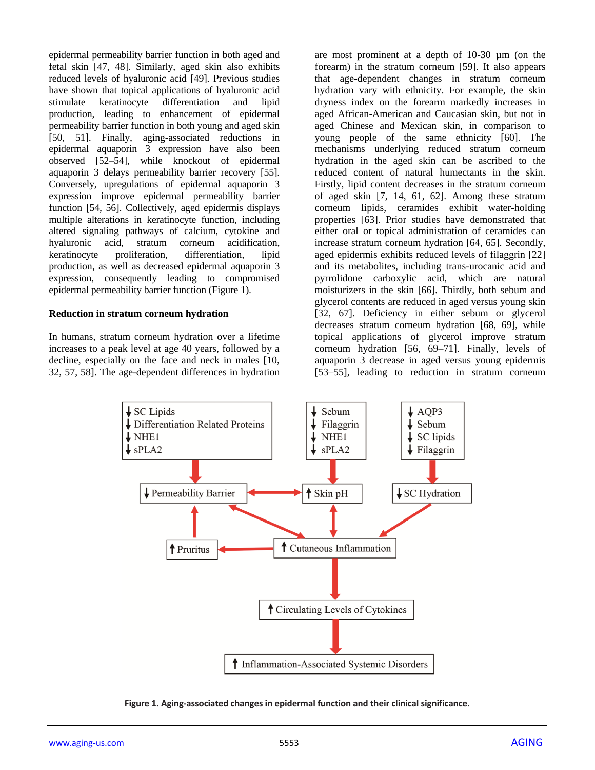epidermal permeability barrier function in both aged and fetal skin [47, 48]. Similarly, aged skin also exhibits reduced levels of hyaluronic acid [49]. Previous studies have shown that topical applications of hyaluronic acid stimulate keratinocyte differentiation and lipid production, leading to enhancement of epidermal permeability barrier function in both young and aged skin [50, 51]. Finally, aging-associated reductions in epidermal aquaporin 3 expression have also been observed [52–54], while knockout of epidermal aquaporin 3 delays permeability barrier recovery [55]. Conversely, upregulations of epidermal aquaporin 3 expression improve epidermal permeability barrier function [54, 56]. Collectively, aged epidermis displays multiple alterations in keratinocyte function, including altered signaling pathways of calcium, cytokine and hyaluronic acid, stratum corneum acidification, keratinocyte proliferation, differentiation, lipid production, as well as decreased epidermal aquaporin 3 expression, consequently leading to compromised epidermal permeability barrier function (Figure 1).

## Reduction in stratum corneum hydration

In humans, stratum corneum hydration over a lifetime increases to a peak level at age 40 years, followed by a decline, especially on the face and neck in males [10, 32, 57, 58]. The age-dependent differences in hydration are most prominent at a depth of 10-30 µm (on the forearm) in the stratum corneum [59]. It also appears that age-dependent changes in stratum corneum hydration vary with ethnicity. For example, the skin dryness index on the forearm markedly increases in aged African-American and Caucasian skin, but not in aged Chinese and Mexican skin, in comparison to young people of the same ethnicity [60]. The mechanisms underlying reduced stratum corneum hydration in the aged skin can be ascribed to the reduced content of natural humectants in the skin. Firstly, lipid content decreases in the stratum corneum of aged skin [7, 14, 61, 62]. Among these stratum corneum lipids, ceramides exhibit water-holding properties [63]. Prior studies have demonstrated that either oral or topical administration of ceramides can increase stratum corneum hydration [64, 65]. Secondly, aged epidermis exhibits reduced levels of filaggrin [22] and its metabolites, including trans-urocanic acid and pyrrolidone carboxylic acid, which are natural moisturizers in the skin [66]. Thirdly, both sebum and glycerol contents are reduced in aged versus young skin [32, 67]. Deficiency in either sebum or glycerol decreases stratum corneum hydration [68, 69], while topical applications of glycerol improve stratum corneum hydration [56, 69–71]. Finally, levels of aquaporin 3 decrease in aged versus young epidermis [53–55], leading to reduction in stratum corneum

**Figure 1. Aging-associated changes in epidermal function and their clinical significance.**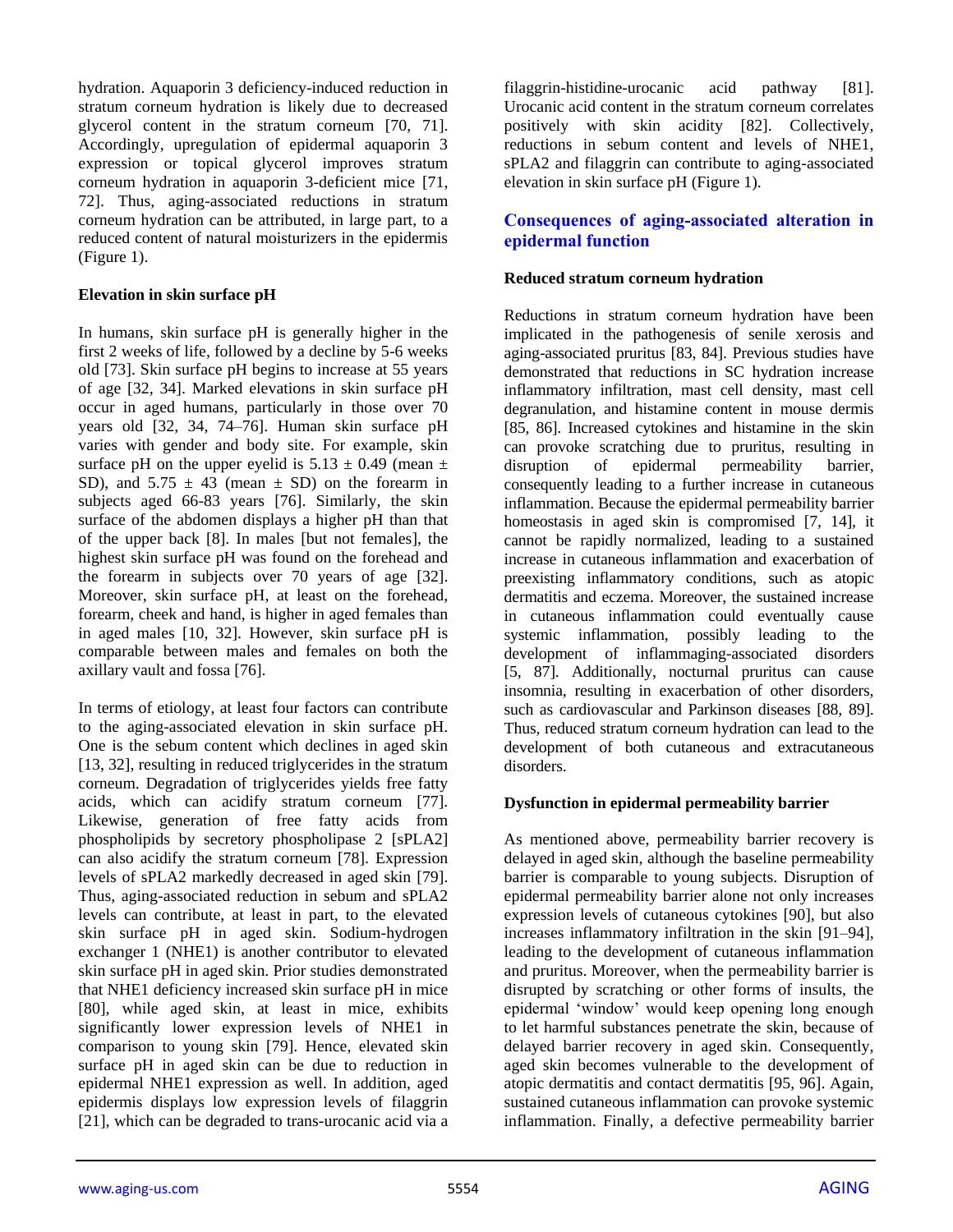hydration. Aquaporin 3 deficiency-induced reduction in stratum corneum hydration is likely due to decreased glycerol content in the stratum corneum [70, 71]. Accordingly, upregulation of epidermal aquaporin 3 expression or topical glycerol improves stratum corneum hydration in aquaporin 3-deficient mice [71, 72]. Thus, aging-associated reductions in stratum corneum hydration can be attributed, in large part, to a reduced content of natural moisturizers in the epidermis (Figure 1).

### Elevation in skin surface pH

In humans, skin surface pH is generally higher in the first 2 weeks of life, followed by a decline by 5-6 weeks old [73]. Skin surface pH begins to increase at 55 years of age [32, 34]. Marked elevations in skin surface pH occur in aged humans, particularly in those over 70 years old [32, 34, 74–76]. Human skin surface pH varies with gender and body site. For example, skin surface pH on the upper eyelid is $5.13 \pm 0.49$ (mean $\pm$ SD), and $5.75 \pm 43$ (mean $\pm$ SD) on the forearm in subjects aged 66-83 years [76]. Similarly, the skin surface of the abdomen displays a higher pH than that of the upper back [8]. In males [but not females], the highest skin surface pH was found on the forehead and the forearm in subjects over 70 years of age [32]. Moreover, skin surface pH, at least on the forehead, forearm, cheek and hand, is higher in aged females than in aged males [10, 32]. However, skin surface pH is comparable between males and females on both the axillary vault and fossa [76].

In terms of etiology, at least four factors can contribute to the aging-associated elevation in skin surface pH. One is the sebum content which declines in aged skin [13, 32], resulting in reduced triglycerides in the stratum corneum. Degradation of triglycerides yields free fatty acids, which can acidify stratum corneum [77]. Likewise, generation of free fatty acids from phospholipids by secretory phospholipase 2 [sPLA2] can also acidify the stratum corneum [78]. Expression levels of sPLA2 markedly decreased in aged skin [79]. Thus, aging-associated reduction in sebum and sPLA2 levels can contribute, at least in part, to the elevated skin surface pH in aged skin. Sodium-hydrogen exchanger 1 (NHE1) is another contributor to elevated skin surface pH in aged skin. Prior studies demonstrated that NHE1 deficiency increased skin surface pH in mice [80], while aged skin, at least in mice, exhibits significantly lower expression levels of NHE1 in comparison to young skin [79]. Hence, elevated skin surface pH in aged skin can be due to reduction in epidermal NHE1 expression as well. In addition, aged epidermis displays low expression levels of filaggrin [21], which can be degraded to trans-urocanic acid via a filaggrin-histidine-urocanic acid pathway [81]. Urocanic acid content in the stratum corneum correlates positively with skin acidity [82]. Collectively, reductions in sebum content and levels of NHE1, sPLA2 and filaggrin can contribute to aging-associated elevation in skin surface pH (Figure 1).

## Consequences of aging-associated alteration in epidermal function

### Reduced stratum corneum hydration

Reductions in stratum corneum hydration have been implicated in the pathogenesis of senile xerosis and aging-associated pruritus [83, 84]. Previous studies have demonstrated that reductions in SC hydration increase inflammatory infiltration, mast cell density, mast cell degranulation, and histamine content in mouse dermis [85, 86]. Increased cytokines and histamine in the skin can provoke scratching due to pruritus, resulting in disruption of epidermal permeability barrier, consequently leading to a further increase in cutaneous inflammation. Because the epidermal permeability barrier homeostasis in aged skin is compromised [7, 14], it cannot be rapidly normalized, leading to a sustained increase in cutaneous inflammation and exacerbation of preexisting inflammatory conditions, such as atopic dermatitis and eczema. Moreover, the sustained increase in cutaneous inflammation could eventually cause systemic inflammation, possibly leading to the development of inflammaging-associated disorders [5, 87]. Additionally, nocturnal pruritus can cause insomnia, resulting in exacerbation of other disorders, such as cardiovascular and Parkinson diseases [88, 89]. Thus, reduced stratum corneum hydration can lead to the development of both cutaneous and extracutaneous disorders.

### Dysfunction in epidermal permeability barrier

As mentioned above, permeability barrier recovery is delayed in aged skin, although the baseline permeability barrier is comparable to young subjects. Disruption of epidermal permeability barrier alone not only increases expression levels of cutaneous cytokines [90], but also increases inflammatory infiltration in the skin [91–94], leading to the development of cutaneous inflammation and pruritus. Moreover, when the permeability barrier is disrupted by scratching or other forms of insults, the epidermal 'window' would keep opening long enough to let harmful substances penetrate the skin, because of delayed barrier recovery in aged skin. Consequently, aged skin becomes vulnerable to the development of atopic dermatitis and contact dermatitis [95, 96]. Again, sustained cutaneous inflammation can provoke systemic inflammation. Finally, a defective permeability barrier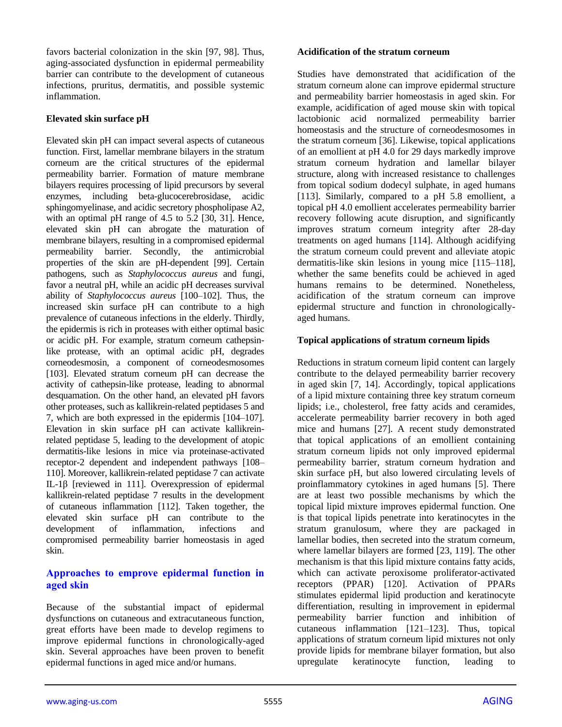favors bacterial colonization in the skin [97, 98]. Thus, aging-associated dysfunction in epidermal permeability barrier can contribute to the development of cutaneous infections, pruritus, dermatitis, and possible systemic inflammation.

**Elevated skin surface pH**

Elevated skin pH can impact several aspects of cutaneous function. First, lamellar membrane bilayers in the stratum corneum are the critical structures of the epidermal permeability barrier. Formation of mature membrane bilayers requires processing of lipid precursors by several enzymes, including beta-glucocerebrosidase, acidic sphingomyelinase, and acidic secretory phospholipase A2, with an optimal pH range of 4.5 to 5.2 [30, 31]. Hence, elevated skin pH can abrogate the maturation of membrane bilayers, resulting in a compromised epidermal permeability barrier. Secondly, the antimicrobial properties of the skin are pH-dependent [99]. Certain pathogens, such as *Staphylococcus aureus* and fungi, favor a neutral pH, while an acidic pH decreases survival ability of *Staphylococcus aureus* [100–102]. Thus, the increased skin surface pH can contribute to a high prevalence of cutaneous infections in the elderly. Thirdly, the epidermis is rich in proteases with either optimal basic or acidic pH. For example, stratum corneum cathepsin-like protease, with an optimal acidic pH, degrades corneodesmosin, a component of corneodesmosomes [103]. Elevated stratum corneum pH can decrease the activity of cathepsin-like protease, leading to abnormal desquamation. On the other hand, an elevated pH favors other proteases, such as kallikrein-related peptidases 5 and 7, which are both expressed in the epidermis [104–107]. Elevation in skin surface pH can activate kallikrein-related peptidase 5, leading to the development of atopic dermatitis-like lesions in mice via proteinase-activated receptor-2 dependent and independent pathways [108–110]. Moreover, kallikrein-related peptidase 7 can activate IL-1β [reviewed in 111]. Overexpression of epidermal kallikrein-related peptidase 7 results in the development of cutaneous inflammation [112]. Taken together, the elevated skin surface pH can contribute to the development of inflammation, infections and compromised permeability barrier homeostasis in aged skin.

## Approaches to improve epidermal function in aged skin

Because of the substantial impact of epidermal dysfunctions on cutaneous and extracutaneous function, great efforts have been made to develop regimens to improve epidermal functions in chronologically-aged skin. Several approaches have been proven to benefit epidermal functions in aged mice and/or humans.

**Acidification of the stratum corneum**

Studies have demonstrated that acidification of the stratum corneum alone can improve epidermal structure and permeability barrier homeostasis in aged skin. For example, acidification of aged mouse skin with topical lactobionic acid normalized permeability barrier homeostasis and the structure of corneodesmosomes in the stratum corneum [36]. Likewise, topical applications of an emollient at pH 4.0 for 29 days markedly improve stratum corneum hydration and lamellar bilayer structure, along with increased resistance to challenges from topical sodium dodecyl sulphate, in aged humans [113]. Similarly, compared to a pH 5.8 emollient, a topical pH 4.0 emollient accelerates permeability barrier recovery following acute disruption, and significantly improves stratum corneum integrity after 28-day treatments on aged humans [114]. Although acidifying the stratum corneum could prevent and alleviate atopic dermatitis-like skin lesions in young mice [115–118], whether the same benefits could be achieved in aged humans remains to be determined. Nonetheless, acidification of the stratum corneum can improve epidermal structure and function in chronologically-aged humans.

**Topical applications of stratum corneum lipids**

Reductions in stratum corneum lipid content can largely contribute to the delayed permeability barrier recovery in aged skin [7, 14]. Accordingly, topical applications of a lipid mixture containing three key stratum corneum lipids; i.e., cholesterol, free fatty acids and ceramides, accelerate permeability barrier recovery in both aged mice and humans [27]. A recent study demonstrated that topical applications of an emollient containing stratum corneum lipids not only improved epidermal permeability barrier, stratum corneum hydration and skin surface pH, but also lowered circulating levels of proinflammatory cytokines in aged humans [5]. There are at least two possible mechanisms by which the topical lipid mixture improves epidermal function. One is that topical lipids penetrate into keratinocytes in the stratum granulosum, where they are packaged in lamellar bodies, then secreted into the stratum corneum, where lamellar bilayers are formed [23, 119]. The other mechanism is that this lipid mixture contains fatty acids, which can activate peroxisome proliferator-activated receptors (PPAR) [120]. Activation of PPARs stimulates epidermal lipid production and keratinocyte differentiation, resulting in improvement in epidermal permeability barrier function and inhibition of cutaneous inflammation [121–123]. Thus, topical applications of stratum corneum lipid mixtures not only provide lipids for membrane bilayer formation, but also upregulate keratinocyte function, leading to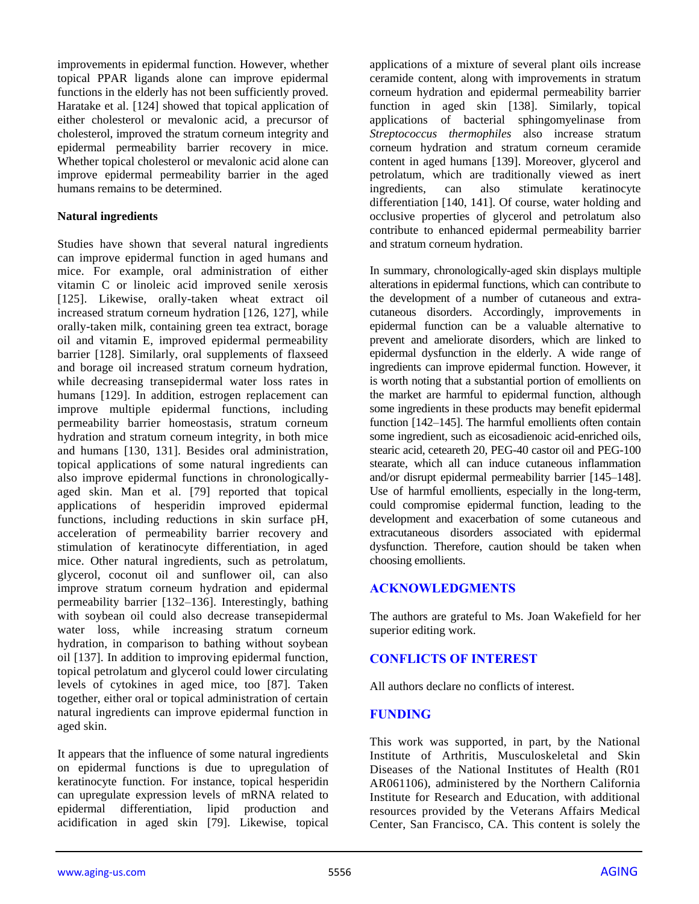improvements in epidermal function. However, whether topical PPAR ligands alone can improve epidermal functions in the elderly has not been sufficiently proved. Haratake et al. [124] showed that topical application of either cholesterol or mevalonic acid, a precursor of cholesterol, improved the stratum corneum integrity and epidermal permeability barrier recovery in mice. Whether topical cholesterol or mevalonic acid alone can improve epidermal permeability barrier in the aged humans remains to be determined.

**Natural ingredients**

Studies have shown that several natural ingredients can improve epidermal function in aged humans and mice. For example, oral administration of either vitamin C or linoleic acid improved senile xerosis [125]. Likewise, orally-taken wheat extract oil increased stratum corneum hydration [126, 127], while orally-taken milk, containing green tea extract, borage oil and vitamin E, improved epidermal permeability barrier [128]. Similarly, oral supplements of flaxseed and borage oil increased stratum corneum hydration, while decreasing transepidermal water loss rates in humans [129]. In addition, estrogen replacement can improve multiple epidermal functions, including permeability barrier homeostasis, stratum corneum hydration and stratum corneum integrity, in both mice and humans [130, 131]. Besides oral administration, topical applications of some natural ingredients can also improve epidermal functions in chronologically-aged skin. Man et al. [79] reported that topical applications of hesperidin improved epidermal functions, including reductions in skin surface pH, acceleration of permeability barrier recovery and stimulation of keratinocyte differentiation, in aged mice. Other natural ingredients, such as petrolatum, glycerol, coconut oil and sunflower oil, can also improve stratum corneum hydration and epidermal permeability barrier [132–136]. Interestingly, bathing with soybean oil could also decrease transepidermal water loss, while increasing stratum corneum hydration, in comparison to bathing without soybean oil [137]. In addition to improving epidermal function, topical petrolatum and glycerol could lower circulating levels of cytokines in aged mice, too [87]. Taken together, either oral or topical administration of certain natural ingredients can improve epidermal function in aged skin.

It appears that the influence of some natural ingredients on epidermal functions is due to upregulation of keratinocyte function. For instance, topical hesperidin can upregulate expression levels of mRNA related to epidermal differentiation, lipid production and acidification in aged skin [79]. Likewise, topical applications of a mixture of several plant oils increase ceramide content, along with improvements in stratum corneum hydration and epidermal permeability barrier function in aged skin [138]. Similarly, topical applications of bacterial sphingomyelinase from *Streptococcus thermophiles* also increase stratum corneum hydration and stratum corneum ceramide content in aged humans [139]. Moreover, glycerol and petrolatum, which are traditionally viewed as inert ingredients, can also stimulate keratinocyte differentiation [140, 141]. Of course, water holding and occlusive properties of glycerol and petrolatum also contribute to enhanced epidermal permeability barrier and stratum corneum hydration.

In summary, chronologically-aged skin displays multiple alterations in epidermal functions, which can contribute to the development of a number of cutaneous and extra-cutaneous disorders. Accordingly, improvements in epidermal function can be a valuable alternative to prevent and ameliorate disorders, which are linked to epidermal dysfunction in the elderly. A wide range of ingredients can improve epidermal function. However, it is worth noting that a substantial portion of emollients on the market are harmful to epidermal function, although some ingredients in these products may benefit epidermal function [142–145]. The harmful emollients often contain some ingredient, such as eicosadienoic acid-enriched oils, stearic acid, ceteareth 20, PEG-40 castor oil and PEG-100 stearate, which all can induce cutaneous inflammation and/or disrupt epidermal permeability barrier [145–148]. Use of harmful emollients, especially in the long-term, could compromise epidermal function, leading to the development and exacerbation of some cutaneous and extracutaneous disorders associated with epidermal dysfunction. Therefore, caution should be taken when choosing emollients.

## ACKNOWLEDGMENTS

The authors are grateful to Ms. Joan Wakefield for her superior editing work.

## CONFLICTS OF INTEREST

All authors declare no conflicts of interest.

## FUNDING

This work was supported, in part, by the National Institute of Arthritis, Musculoskeletal and Skin Diseases of the National Institutes of Health (R01 AR061106), administered by the Northern California Institute for Research and Education, with additional resources provided by the Veterans Affairs Medical Center, San Francisco, CA. This content is solely the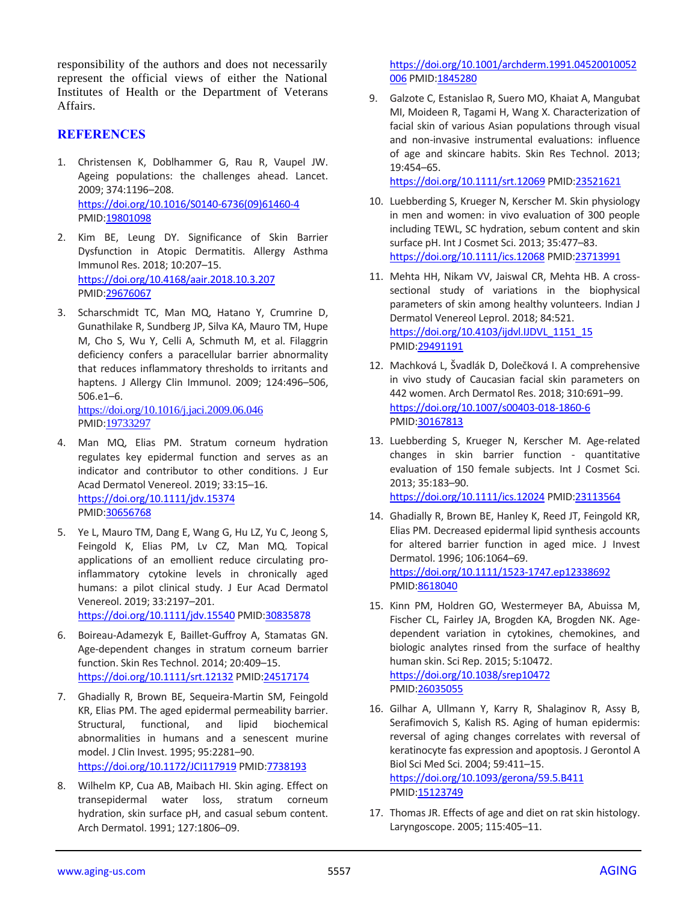responsibility of the authors and does not necessarily represent the official views of either the National Institutes of Health or the Department of Veterans Affairs.

## REFERENCES

1. Christensen K, Doblhammer G, Rau R, Vaupel JW. Ageing populations: the challenges ahead. Lancet. 2009; 374:1196–208. https://doi.org/10.1016/S0140-6736(09)61460-4 PMID:19801098

2. Kim BE, Leung DY. Significance of Skin Barrier Dysfunction in Atopic Dermatitis. Allergy Asthma Immunol Res. 2018; 10:207–15. https://doi.org/10.4168/aair.2018.10.3.207 PMID:29676067

3. Scharschmidt TC, Man MQ, Hatano Y, Crumrine D, Gunathilake R, Sundberg JP, Silva KA, Mauro TM, Hupe M, Cho S, Wu Y, Celli A, Schmuth M, et al. Filaggrin deficiency confers a paracellular barrier abnormality that reduces inflammatory thresholds to irritants and haptens. J Allergy Clin Immunol. 2009; 124:496–506, 506.e1–6. https://doi.org/10.1016/j.jaci.2009.06.046 PMID:19733297

4. Man MQ, Elias PM. Stratum corneum hydration regulates key epidermal function and serves as an indicator and contributor to other conditions. J Eur Acad Dermatol Venereol. 2019; 33:15–16. https://doi.org/10.1111/jdv.15374 PMID:30656768

5. Ye L, Mauro TM, Dang E, Wang G, Hu LZ, Yu C, Jeong S, Feingold K, Elias PM, Lv CZ, Man MQ. Topical applications of an emollient reduce circulating pro-inflammatory cytokine levels in chronically aged humans: a pilot clinical study. J Eur Acad Dermatol Venereol. 2019; 33:2197–201. https://doi.org/10.1111/jdv.15540 PMID:30835878

6. Boireau-Adamezyk E, Baillet-Guffroy A, Stamatas GN. Age-dependent changes in stratum corneum barrier function. Skin Res Technol. 2014; 20:409–15. https://doi.org/10.1111/srt.12132 PMID:24517174

7. Ghadially R, Brown BE, Sequeira-Martin SM, Feingold KR, Elias PM. The aged epidermal permeability barrier. Structural, functional, and lipid biochemical abnormalities in humans and a senescent murine model. J Clin Invest. 1995; 95:2281–90. https://doi.org/10.1172/JCI117919 PMID:7738193

8. Wilhelm KP, Cua AB, Maibach HI. Skin aging. Effect on transepidermal water loss, stratum corneum hydration, skin surface pH, and casual sebum content. Arch Dermatol. 1991; 127:1806–09. https://doi.org/10.1001/archderm.1991.04520010052006 PMID:1845280

9. Galzote C, Estanislao R, Suero MO, Khaiat A, Mangubat MI, Moideen R, Tagami H, Wang X. Characterization of facial skin of various Asian populations through visual and non-invasive instrumental evaluations: influence of age and skincare habits. Skin Res Technol. 2013; 19:454–65. https://doi.org/10.1111/srt.12069 PMID:23521621

10. Luebberding S, Krueger N, Kerscher M. Skin physiology in men and women: in vivo evaluation of 300 people including TEWL, SC hydration, sebum content and skin surface pH. Int J Cosmet Sci. 2013; 35:477–83. https://doi.org/10.1111/ics.12068 PMID:23713991

11. Mehta HH, Nikam VV, Jaiswal CR, Mehta HB. A cross-sectional study of variations in the biophysical parameters of skin among healthy volunteers. Indian J Dermatol Venereol Leprol. 2018; 84:521. https://doi.org/10.4103/ijdvl.IJDVL_1151_15 PMID:29491191

12. Machková L, Švadlák D, Dolečková I. A comprehensive in vivo study of Caucasian facial skin parameters on 442 women. Arch Dermatol Res. 2018; 310:691–99. https://doi.org/10.1007/s00403-018-1860-6 PMID:30167813

13. Luebberding S, Krueger N, Kerscher M. Age-related changes in skin barrier function - quantitative evaluation of 150 female subjects. Int J Cosmet Sci. 2013; 35:183–90. https://doi.org/10.1111/ics.12024 PMID:23113564

14. Ghadially R, Brown BE, Hanley K, Reed JT, Feingold KR, Elias PM. Decreased epidermal lipid synthesis accounts for altered barrier function in aged mice. J Invest Dermatol. 1996; 106:1064–69. https://doi.org/10.1111/1523-1747.ep12338692 PMID:8618040

15. Kinn PM, Holdren GO, Westermeyer BA, Abuissa M, Fischer CL, Fairley JA, Brogden KA, Brogden NK. Age-dependent variation in cytokines, chemokines, and biologic analytes rinsed from the surface of healthy human skin. Sci Rep. 2015; 5:10472. https://doi.org/10.1038/srep10472 PMID:26035055

16. Gilhar A, Ullmann Y, Karry R, Shalaginov R, Assy B, Serafimovich S, Kalish RS. Aging of human epidermis: reversal of aging changes correlates with reversal of keratinocyte fas expression and apoptosis. J Gerontol A Biol Sci Med Sci. 2004; 59:411–15. https://doi.org/10.1093/gerona/59.5.B411 PMID:15123749

17. Thomas JR. Effects of age and diet on rat skin histology. Laryngoscope. 2005; 115:405–11.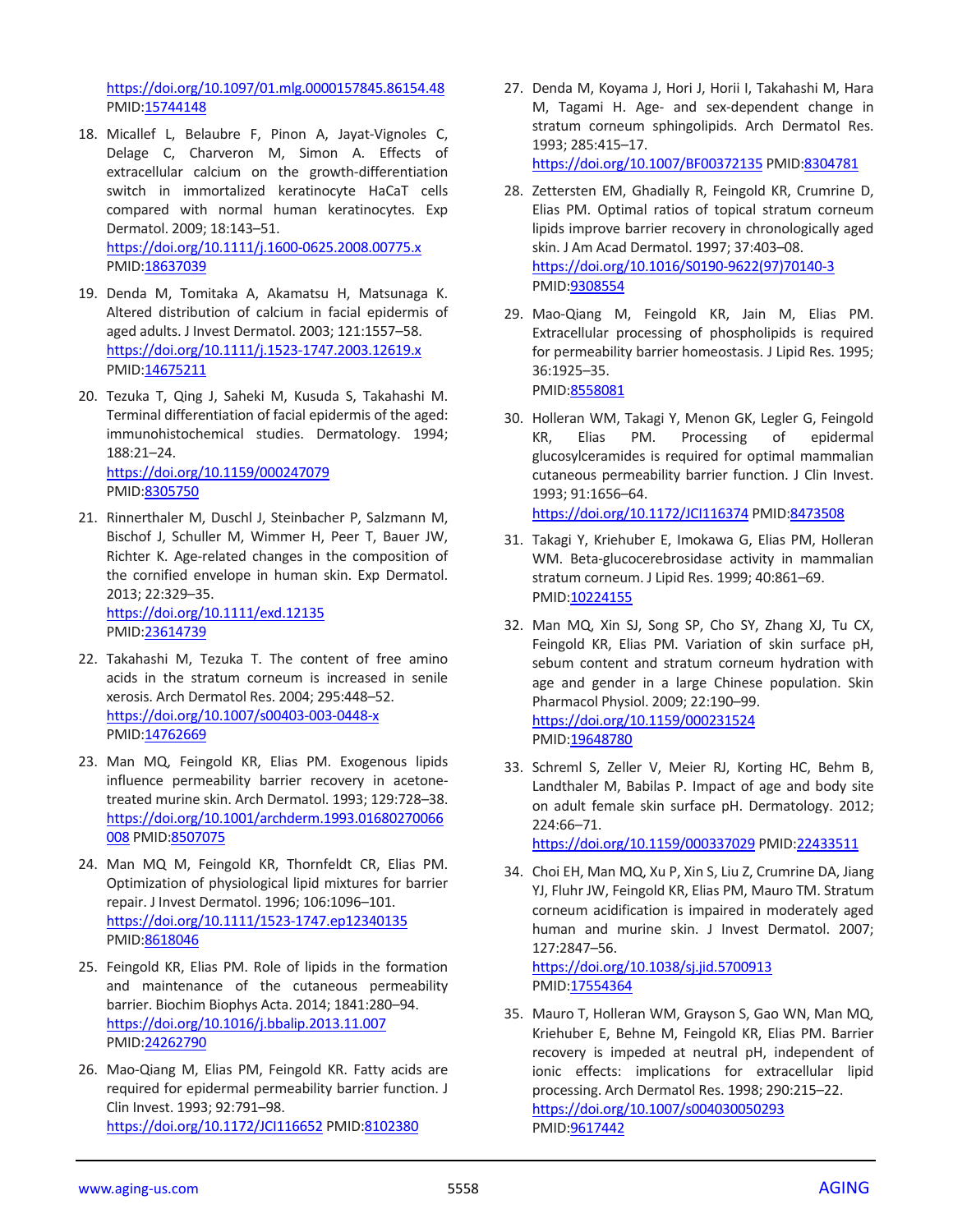https://doi.org/10.1097/01.mlg.0000157845.86154.48 PMID:15744148

18. Micallef L, Belaubre F, Pinon A, Jayat-Vignoles C, Delage C, Charveron M, Simon A. Effects of extracellular calcium on the growth-differentiation switch in immortalized keratinocyte HaCaT cells compared with normal human keratinocytes. Exp Dermatol. 2009; 18:143–51. https://doi.org/10.1111/j.1600-0625.2008.00775.x PMID:18637039

19. Denda M, Tomitaka A, Akamatsu H, Matsunaga K. Altered distribution of calcium in facial epidermis of aged adults. J Invest Dermatol. 2003; 121:1557–58. https://doi.org/10.1111/j.1523-1747.2003.12619.x PMID:14675211

20. Tezuka T, Qing J, Saheki M, Kusuda S, Takahashi M. Terminal differentiation of facial epidermis of the aged: immunohistochemical studies. Dermatology. 1994; 188:21–24. https://doi.org/10.1159/000247079 PMID:8305750

21. Rinnerthaler M, Duschl J, Steinbacher P, Salzmann M, Bischof J, Schuller M, Wimmer H, Peer T, Bauer JW, Richter K. Age-related changes in the composition of the cornified envelope in human skin. Exp Dermatol. 2013; 22:329–35. https://doi.org/10.1111/exd.12135 PMID:23614739

22. Takahashi M, Tezuka T. The content of free amino acids in the stratum corneum is increased in senile xerosis. Arch Dermatol Res. 2004; 295:448–52. https://doi.org/10.1007/s00403-003-0448-x PMID:14762669

23. Man MQ, Feingold KR, Elias PM. Exogenous lipids influence permeability barrier recovery in acetone-treated murine skin. Arch Dermatol. 1993; 129:728–38. https://doi.org/10.1001/archderm.1993.01680270066008 PMID:8507075

24. Man MQ M, Feingold KR, Thornfeldt CR, Elias PM. Optimization of physiological lipid mixtures for barrier repair. J Invest Dermatol. 1996; 106:1096–101. https://doi.org/10.1111/1523-1747.ep12340135 PMID:8618046

25. Feingold KR, Elias PM. Role of lipids in the formation and maintenance of the cutaneous permeability barrier. Biochim Biophys Acta. 2014; 1841:280–94. https://doi.org/10.1016/j.bbalip.2013.11.007 PMID:24262790

26. Mao-Qiang M, Elias PM, Feingold KR. Fatty acids are required for epidermal permeability barrier function. J Clin Invest. 1993; 92:791–98. https://doi.org/10.1172/JCI116652 PMID:8102380

27. Denda M, Koyama J, Hori J, Horii I, Takahashi M, Hara M, Tagami H. Age- and sex-dependent change in stratum corneum sphingolipids. Arch Dermatol Res. 1993; 285:415–17. https://doi.org/10.1007/BF00372135 PMID:8304781

28. Zettersten EM, Ghadially R, Feingold KR, Crumrine D, Elias PM. Optimal ratios of topical stratum corneum lipids improve barrier recovery in chronologically aged skin. J Am Acad Dermatol. 1997; 37:403–08. https://doi.org/10.1016/S0190-9622(97)70140-3 PMID:9308554

29. Mao-Qiang M, Feingold KR, Jain M, Elias PM. Extracellular processing of phospholipids is required for permeability barrier homeostasis. J Lipid Res. 1995; 36:1925–35. PMID:8558081

30. Holleran WM, Takagi Y, Menon GK, Legler G, Feingold KR, Elias PM. Processing of epidermal glucosylceramides is required for optimal mammalian cutaneous permeability barrier function. J Clin Invest. 1993; 91:1656–64. https://doi.org/10.1172/JCI116374 PMID:8473508

31. Takagi Y, Kriehuber E, Imokawa G, Elias PM, Holleran WM. Beta-glucocerebrosidase activity in mammalian stratum corneum. J Lipid Res. 1999; 40:861–69. PMID:10224155

32. Man MQ, Xin SJ, Song SP, Cho SY, Zhang XJ, Tu CX, Feingold KR, Elias PM. Variation of skin surface pH, sebum content and stratum corneum hydration with age and gender in a large Chinese population. Skin Pharmacol Physiol. 2009; 22:190–99. https://doi.org/10.1159/000231524 PMID:19648780

33. Schreml S, Zeller V, Meier RJ, Korting HC, Behm B, Landthaler M, Babilas P. Impact of age and body site on adult female skin surface pH. Dermatology. 2012; 224:66–71. https://doi.org/10.1159/000337029 PMID:22433511

34. Choi EH, Man MQ, Xu P, Xin S, Liu Z, Crumrine DA, Jiang YJ, Fluhr JW, Feingold KR, Elias PM, Mauro TM. Stratum corneum acidification is impaired in moderately aged human and murine skin. J Invest Dermatol. 2007; 127:2847–56. https://doi.org/10.1038/sj.jid.5700913 PMID:17554364

35. Mauro T, Holleran WM, Grayson S, Gao WN, Man MQ, Kriehuber E, Behne M, Feingold KR, Elias PM. Barrier recovery is impeded at neutral pH, independent of ionic effects: implications for extracellular lipid processing. Arch Dermatol Res. 1998; 290:215–22. https://doi.org/10.1007/s004030050293 PMID:9617442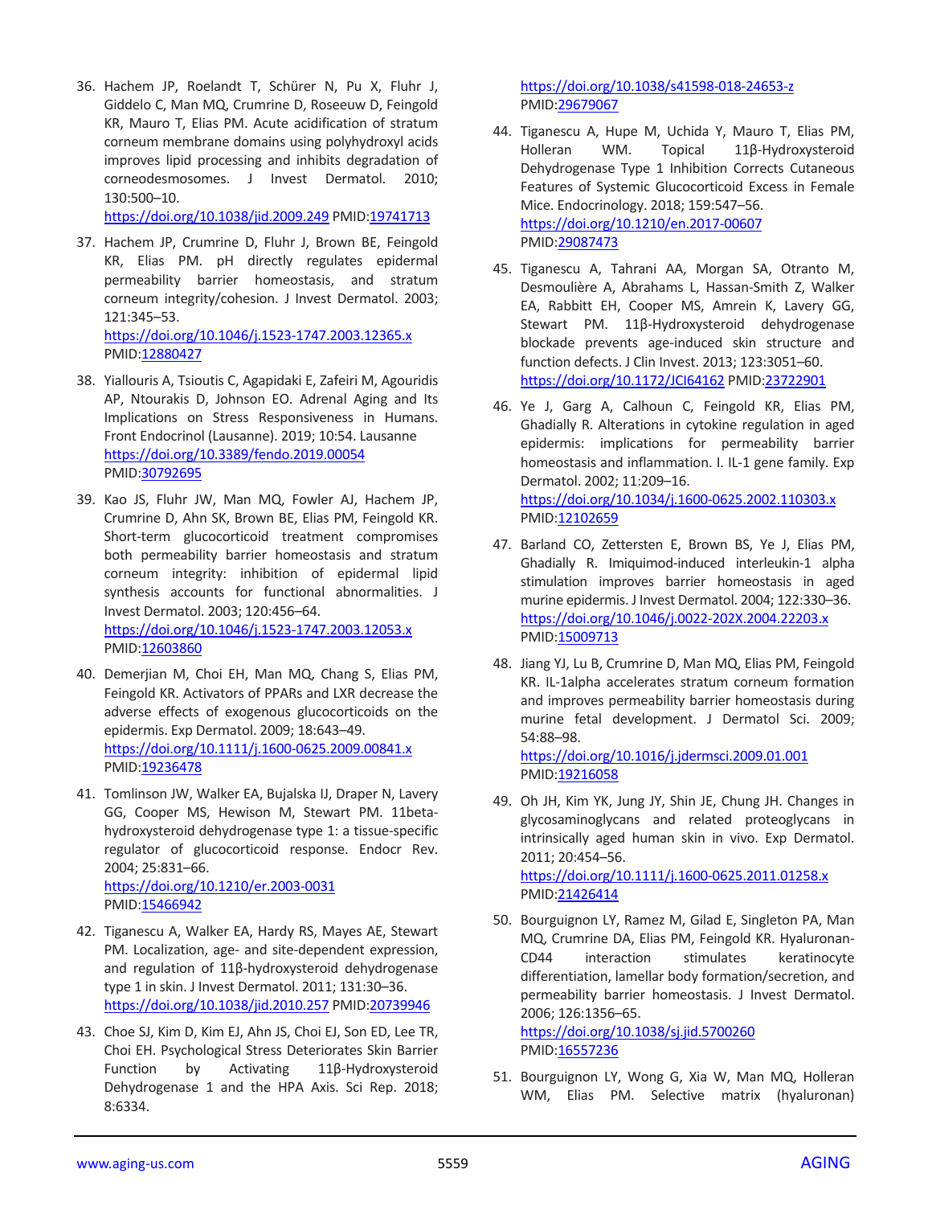36. Hachem JP, Roelandt T, Schürer N, Pu X, Fluhr J, Giddelo C, Man MQ, Crumrine D, Roseeuw D, Feingold KR, Mauro T, Elias PM. Acute acidification of stratum corneum membrane domains using polyhydroxyl acids improves lipid processing and inhibits degradation of corneodesmosomes. J Invest Dermatol. 2010; 130:500–10. https://doi.org/10.1038/jid.2009.249 PMID:19741713

37. Hachem JP, Crumrine D, Fluhr J, Brown BE, Feingold KR, Elias PM. pH directly regulates epidermal permeability barrier homeostasis, and stratum corneum integrity/cohesion. J Invest Dermatol. 2003; 121:345–53. https://doi.org/10.1046/j.1523-1747.2003.12365.x PMID:12880427

38. Yiallouris A, Tsioutis C, Agapidaki E, Zafeiri M, Agouridis AP, Ntourakis D, Johnson EO. Adrenal Aging and Its Implications on Stress Responsiveness in Humans. Front Endocrinol (Lausanne). 2019; 10:54. Lausanne https://doi.org/10.3389/fendo.2019.00054 PMID:30792695

39. Kao JS, Fluhr JW, Man MQ, Fowler AJ, Hachem JP, Crumrine D, Ahn SK, Brown BE, Elias PM, Feingold KR. Short-term glucocorticoid treatment compromises both permeability barrier homeostasis and stratum corneum integrity: inhibition of epidermal lipid synthesis accounts for functional abnormalities. J Invest Dermatol. 2003; 120:456–64. https://doi.org/10.1046/j.1523-1747.2003.12053.x PMID:12603860

40. Demerjian M, Choi EH, Man MQ, Chang S, Elias PM, Feingold KR. Activators of PPARs and LXR decrease the adverse effects of exogenous glucocorticoids on the epidermis. Exp Dermatol. 2009; 18:643–49. https://doi.org/10.1111/j.1600-0625.2009.00841.x PMID:19236478

41. Tomlinson JW, Walker EA, Bujalska IJ, Draper N, Lavery GG, Cooper MS, Hewison M, Stewart PM. 11beta-hydroxysteroid dehydrogenase type 1: a tissue-specific regulator of glucocorticoid response. Endocr Rev. 2004; 25:831–66. https://doi.org/10.1210/er.2003-0031 PMID:15466942

42. Tiganescu A, Walker EA, Hardy RS, Mayes AE, Stewart PM. Localization, age- and site-dependent expression, and regulation of 11β-hydroxysteroid dehydrogenase type 1 in skin. J Invest Dermatol. 2011; 131:30–36. https://doi.org/10.1038/jid.2010.257 PMID:20739946

43. Choe SJ, Kim D, Kim EJ, Ahn JS, Choi EJ, Son ED, Lee TR, Choi EH. Psychological Stress Deteriorates Skin Barrier Function by Activating 11β-Hydroxysteroid Dehydrogenase 1 and the HPA Axis. Sci Rep. 2018; 8:6334. https://doi.org/10.1038/s41598-018-24653-z PMID:29679067

44. Tiganescu A, Hupe M, Uchida Y, Mauro T, Elias PM, Holleran WM. Topical 11β-Hydroxysteroid Dehydrogenase Type 1 Inhibition Corrects Cutaneous Features of Systemic Glucocorticoid Excess in Female Mice. Endocrinology. 2018; 159:547–56. https://doi.org/10.1210/en.2017-00607 PMID:29087473

45. Tiganescu A, Tahrani AA, Morgan SA, Otranto M, Desmoulière A, Abrahams L, Hassan-Smith Z, Walker EA, Rabbitt EH, Cooper MS, Amrein K, Lavery GG, Stewart PM. 11β-Hydroxysteroid dehydrogenase blockade prevents age-induced skin structure and function defects. J Clin Invest. 2013; 123:3051–60. https://doi.org/10.1172/JCI64162 PMID:23722901

46. Ye J, Garg A, Calhoun C, Feingold KR, Elias PM, Ghadially R. Alterations in cytokine regulation in aged epidermis: implications for permeability barrier homeostasis and inflammation. I. IL-1 gene family. Exp Dermatol. 2002; 11:209–16. https://doi.org/10.1034/j.1600-0625.2002.110303.x PMID:12102659

47. Barland CO, Zettersten E, Brown BS, Ye J, Elias PM, Ghadially R. Imiquimod-induced interleukin-1 alpha stimulation improves barrier homeostasis in aged murine epidermis. J Invest Dermatol. 2004; 122:330–36. https://doi.org/10.1046/j.0022-202X.2004.22203.x PMID:15009713

48. Jiang YJ, Lu B, Crumrine D, Man MQ, Elias PM, Feingold KR. IL-1alpha accelerates stratum corneum formation and improves permeability barrier homeostasis during murine fetal development. J Dermatol Sci. 2009; 54:88–98. https://doi.org/10.1016/j.jdermsci.2009.01.001 PMID:19216058

49. Oh JH, Kim YK, Jung JY, Shin JE, Chung JH. Changes in glycosaminoglycans and related proteoglycans in intrinsically aged human skin in vivo. Exp Dermatol. 2011; 20:454–56. https://doi.org/10.1111/j.1600-0625.2011.01258.x PMID:21426414

50. Bourguignon LY, Ramez M, Gilad E, Singleton PA, Man MQ, Crumrine DA, Elias PM, Feingold KR. Hyaluronan-CD44 interaction stimulates keratinocyte differentiation, lamellar body formation/secretion, and permeability barrier homeostasis. J Invest Dermatol. 2006; 126:1356–65. https://doi.org/10.1038/sj.jid.5700260 PMID:16557236

51. Bourguignon LY, Wong G, Xia W, Man MQ, Holleran WM, Elias PM. Selective matrix (hyaluronan)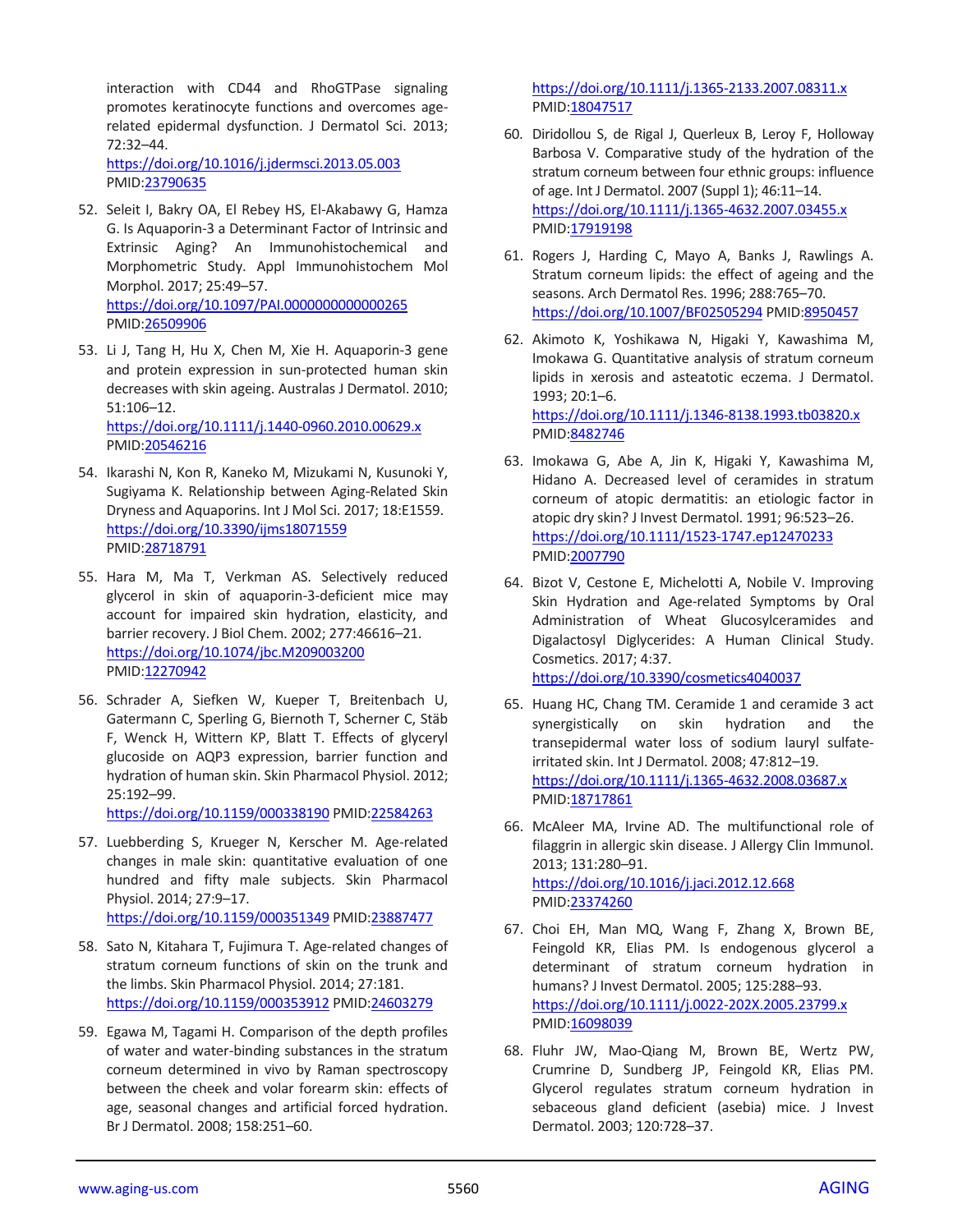interaction with CD44 and RhoGTPase signaling promotes keratinocyte functions and overcomes age-related epidermal dysfunction. J Dermatol Sci. 2013; 72:32–44.
https://doi.org/10.1016/j.jdermsci.2013.05.003
PMID:23790635

52. Seleit I, Bakry OA, El Rebey HS, El-Akabawy G, Hamza G. Is Aquaporin-3 a Determinant Factor of Intrinsic and Extrinsic Aging? An Immunohistochemical and Morphometric Study. Appl Immunohistochem Mol Morphol. 2017; 25:49–57.
https://doi.org/10.1097/PAI.0000000000000265
PMID:26509906

53. Li J, Tang H, Hu X, Chen M, Xie H. Aquaporin-3 gene and protein expression in sun-protected human skin decreases with skin ageing. Australas J Dermatol. 2010; 51:106–12.
https://doi.org/10.1111/j.1440-0960.2010.00629.x
PMID:20546216

54. Ikarashi N, Kon R, Kaneko M, Mizukami N, Kusunoki Y, Sugiyama K. Relationship between Aging-Related Skin Dryness and Aquaporins. Int J Mol Sci. 2017; 18:E1559.
https://doi.org/10.3390/ijms18071559
PMID:28718791

55. Hara M, Ma T, Verkman AS. Selectively reduced glycerol in skin of aquaporin-3-deficient mice may account for impaired skin hydration, elasticity, and barrier recovery. J Biol Chem. 2002; 277:46616–21.
https://doi.org/10.1074/jbc.M209003200
PMID:12270942

56. Schrader A, Siefken W, Kueper T, Breitenbach U, Gatermann C, Sperling G, Biernoth T, Scherner C, Stäb F, Wenck H, Wittern KP, Blatt T. Effects of glyceryl glucoside on AQP3 expression, barrier function and hydration of human skin. Skin Pharmacol Physiol. 2012; 25:192–99.
https://doi.org/10.1159/000338190 PMID:22584263

57. Luebberding S, Krueger N, Kerscher M. Age-related changes in male skin: quantitative evaluation of one hundred and fifty male subjects. Skin Pharmacol Physiol. 2014; 27:9–17.
https://doi.org/10.1159/000351349 PMID:23887477

58. Sato N, Kitahara T, Fujimura T. Age-related changes of stratum corneum functions of skin on the trunk and the limbs. Skin Pharmacol Physiol. 2014; 27:181.
https://doi.org/10.1159/000353912 PMID:24603279

59. Egawa M, Tagami H. Comparison of the depth profiles of water and water-binding substances in the stratum corneum determined in vivo by Raman spectroscopy between the cheek and volar forearm skin: effects of age, seasonal changes and artificial forced hydration. Br J Dermatol. 2008; 158:251–60.
https://doi.org/10.1111/j.1365-2133.2007.08311.x
PMID:18047517

60. Diridollou S, de Rigal J, Querleux B, Leroy F, Holloway Barbosa V. Comparative study of the hydration of the stratum corneum between four ethnic groups: influence of age. Int J Dermatol. 2007 (Suppl 1); 46:11–14.
https://doi.org/10.1111/j.1365-4632.2007.03455.x
PMID:17919198

61. Rogers J, Harding C, Mayo A, Banks J, Rawlings A. Stratum corneum lipids: the effect of ageing and the seasons. Arch Dermatol Res. 1996; 288:765–70.
https://doi.org/10.1007/BF02505294 PMID:8950457

62. Akimoto K, Yoshikawa N, Higaki Y, Kawashima M, Imokawa G. Quantitative analysis of stratum corneum lipids in xerosis and asteatotic eczema. J Dermatol. 1993; 20:1–6.
https://doi.org/10.1111/j.1346-8138.1993.tb03820.x
PMID:8482746

63. Imokawa G, Abe A, Jin K, Higaki Y, Kawashima M, Hidano A. Decreased level of ceramides in stratum corneum of atopic dermatitis: an etiologic factor in atopic dry skin? J Invest Dermatol. 1991; 96:523–26.
https://doi.org/10.1111/1523-1747.ep12470233
PMID:2007790

64. Bizot V, Cestone E, Michelotti A, Nobile V. Improving Skin Hydration and Age-related Symptoms by Oral Administration of Wheat Glucosylceramides and Digalactosyl Diglycerides: A Human Clinical Study. Cosmetics. 2017; 4:37.
https://doi.org/10.3390/cosmetics4040037

65. Huang HC, Chang TM. Ceramide 1 and ceramide 3 act synergistically on skin hydration and the transepidermal water loss of sodium lauryl sulfate-irritated skin. Int J Dermatol. 2008; 47:812–19.
https://doi.org/10.1111/j.1365-4632.2008.03687.x
PMID:18717861

66. McAleer MA, Irvine AD. The multifunctional role of filaggrin in allergic skin disease. J Allergy Clin Immunol. 2013; 131:280–91.
https://doi.org/10.1016/j.jaci.2012.12.668
PMID:23374260

67. Choi EH, Man MQ, Wang F, Zhang X, Brown BE, Feingold KR, Elias PM. Is endogenous glycerol a determinant of stratum corneum hydration in humans? J Invest Dermatol. 2005; 125:288–93.
https://doi.org/10.1111/j.0022-202X.2005.23799.x
PMID:16098039

68. Fluhr JW, Mao-Qiang M, Brown BE, Wertz PW, Crumrine D, Sundberg JP, Feingold KR, Elias PM. Glycerol regulates stratum corneum hydration in sebaceous gland deficient (asebia) mice. J Invest Dermatol. 2003; 120:728–37.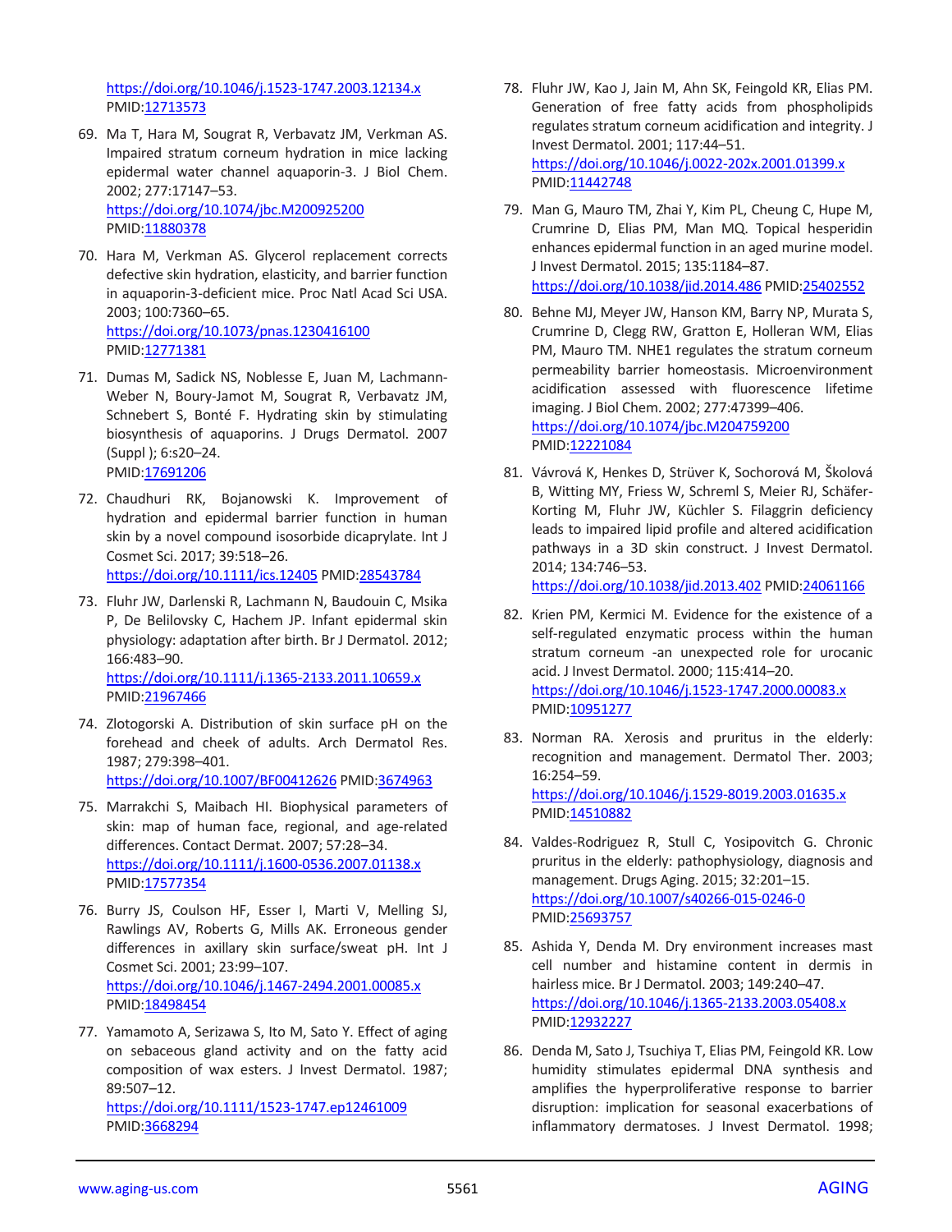https://doi.org/10.1046/j.1523-1747.2003.12134.x PMID:12713573

69. Ma T, Hara M, Sougrat R, Verbavatz JM, Verkman AS. Impaired stratum corneum hydration in mice lacking epidermal water channel aquaporin-3. J Biol Chem. 2002; 277:17147–53. https://doi.org/10.1074/jbc.M200925200 PMID:11880378

70. Hara M, Verkman AS. Glycerol replacement corrects defective skin hydration, elasticity, and barrier function in aquaporin-3-deficient mice. Proc Natl Acad Sci USA. 2003; 100:7360–65. https://doi.org/10.1073/pnas.1230416100 PMID:12771381

71. Dumas M, Sadick NS, Noblesse E, Juan M, Lachmann-Weber N, Boury-Jamot M, Sougrat R, Verbavatz JM, Schnebert S, Bonté F. Hydrating skin by stimulating biosynthesis of aquaporins. J Drugs Dermatol. 2007 (Suppl ); 6:s20–24. PMID:17691206

72. Chaudhuri RK, Bojanowski K. Improvement of hydration and epidermal barrier function in human skin by a novel compound isosorbide dicaprylate. Int J Cosmet Sci. 2017; 39:518–26. https://doi.org/10.1111/ics.12405 PMID:28543784

73. Fluhr JW, Darlenski R, Lachmann N, Baudouin C, Msika P, De Belilovsky C, Hachem JP. Infant epidermal skin physiology: adaptation after birth. Br J Dermatol. 2012; 166:483–90. https://doi.org/10.1111/j.1365-2133.2011.10659.x PMID:21967466

74. Zlotogorski A. Distribution of skin surface pH on the forehead and cheek of adults. Arch Dermatol Res. 1987; 279:398–401. https://doi.org/10.1007/BF00412626 PMID:3674963

75. Marrakchi S, Maibach HI. Biophysical parameters of skin: map of human face, regional, and age-related differences. Contact Dermat. 2007; 57:28–34. https://doi.org/10.1111/j.1600-0536.2007.01138.x PMID:17577354

76. Burry JS, Coulson HF, Esser I, Marti V, Melling SJ, Rawlings AV, Roberts G, Mills AK. Erroneous gender differences in axillary skin surface/sweat pH. Int J Cosmet Sci. 2001; 23:99–107. https://doi.org/10.1046/j.1467-2494.2001.00085.x PMID:18498454

77. Yamamoto A, Serizawa S, Ito M, Sato Y. Effect of aging on sebaceous gland activity and on the fatty acid composition of wax esters. J Invest Dermatol. 1987; 89:507–12. https://doi.org/10.1111/1523-1747.ep12461009 PMID:3668294

78. Fluhr JW, Kao J, Jain M, Ahn SK, Feingold KR, Elias PM. Generation of free fatty acids from phospholipids regulates stratum corneum acidification and integrity. J Invest Dermatol. 2001; 117:44–51. https://doi.org/10.1046/j.0022-202x.2001.01399.x PMID:11442748

79. Man G, Mauro TM, Zhai Y, Kim PL, Cheung C, Hupe M, Crumrine D, Elias PM, Man MQ. Topical hesperidin enhances epidermal function in an aged murine model. J Invest Dermatol. 2015; 135:1184–87. https://doi.org/10.1038/jid.2014.486 PMID:25402552

80. Behne MJ, Meyer JW, Hanson KM, Barry NP, Murata S, Crumrine D, Clegg RW, Gratton E, Holleran WM, Elias PM, Mauro TM. NHE1 regulates the stratum corneum permeability barrier homeostasis. Microenvironment acidification assessed with fluorescence lifetime imaging. J Biol Chem. 2002; 277:47399–406. https://doi.org/10.1074/jbc.M204759200 PMID:12221084

81. Vávrová K, Henkes D, Strüver K, Sochorová M, Školová B, Witting MY, Friess W, Schreml S, Meier RJ, Schäfer-Korting M, Fluhr JW, Küchler S. Filaggrin deficiency leads to impaired lipid profile and altered acidification pathways in a 3D skin construct. J Invest Dermatol. 2014; 134:746–53. https://doi.org/10.1038/jid.2013.402 PMID:24061166

82. Krien PM, Kermici M. Evidence for the existence of a self-regulated enzymatic process within the human stratum corneum -an unexpected role for urocanic acid. J Invest Dermatol. 2000; 115:414–20. https://doi.org/10.1046/j.1523-1747.2000.00083.x PMID:10951277

83. Norman RA. Xerosis and pruritus in the elderly: recognition and management. Dermatol Ther. 2003; 16:254–59. https://doi.org/10.1046/j.1529-8019.2003.01635.x PMID:14510882

84. Valdes-Rodriguez R, Stull C, Yosipovitch G. Chronic pruritus in the elderly: pathophysiology, diagnosis and management. Drugs Aging. 2015; 32:201–15. https://doi.org/10.1007/s40266-015-0246-0 PMID:25693757

85. Ashida Y, Denda M. Dry environment increases mast cell number and histamine content in dermis in hairless mice. Br J Dermatol. 2003; 149:240–47. https://doi.org/10.1046/j.1365-2133.2003.05408.x PMID:12932227

86. Denda M, Sato J, Tsuchiya T, Elias PM, Feingold KR. Low humidity stimulates epidermal DNA synthesis and amplifies the hyperproliferative response to barrier disruption: implication for seasonal exacerbations of inflammatory dermatoses. J Invest Dermatol. 1998;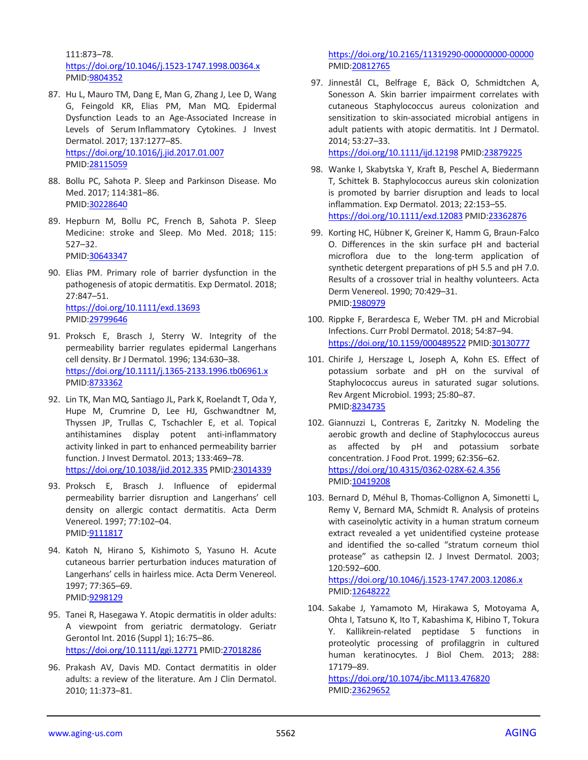111:873–78.
https://doi.org/10.1046/j.1523-1747.1998.00364.x
PMID:9804352

87. Hu L, Mauro TM, Dang E, Man G, Zhang J, Lee D, Wang G, Feingold KR, Elias PM, Man MQ. Epidermal Dysfunction Leads to an Age-Associated Increase in Levels of Serum Inflammatory Cytokines. J Invest Dermatol. 2017; 137:1277–85.
https://doi.org/10.1016/j.jid.2017.01.007
PMID:28115059

88. Bollu PC, Sahota P. Sleep and Parkinson Disease. Mo Med. 2017; 114:381–86.
PMID:30228640

89. Hepburn M, Bollu PC, French B, Sahota P. Sleep Medicine: stroke and Sleep. Mo Med. 2018; 115: 527–32.
PMID:30643347

90. Elias PM. Primary role of barrier dysfunction in the pathogenesis of atopic dermatitis. Exp Dermatol. 2018; 27:847–51.
https://doi.org/10.1111/exd.13693
PMID:29799646

91. Proksch E, Brasch J, Sterry W. Integrity of the permeability barrier regulates epidermal Langerhans cell density. Br J Dermatol. 1996; 134:630–38.
https://doi.org/10.1111/j.1365-2133.1996.tb06961.x
PMID:8733362

92. Lin TK, Man MQ, Santiago JL, Park K, Roelandt T, Oda Y, Hupe M, Crumrine D, Lee HJ, Gschwandtner M, Thyssen JP, Trullas C, Tschachler E, et al. Topical antihistamines display potent anti-inflammatory activity linked in part to enhanced permeability barrier function. J Invest Dermatol. 2013; 133:469–78.
https://doi.org/10.1038/jid.2012.335 PMID:23014339

93. Proksch E, Brasch J. Influence of epidermal permeability barrier disruption and Langerhans' cell density on allergic contact dermatitis. Acta Derm Venereol. 1997; 77:102–04.
PMID:9111817

94. Katoh N, Hirano S, Kishimoto S, Yasuno H. Acute cutaneous barrier perturbation induces maturation of Langerhans' cells in hairless mice. Acta Derm Venereol. 1997; 77:365–69.
PMID:9298129

95. Tanei R, Hasegawa Y. Atopic dermatitis in older adults: A viewpoint from geriatric dermatology. Geriatr Gerontol Int. 2016 (Suppl 1); 16:75–86.
https://doi.org/10.1111/ggi.12771 PMID:27018286

96. Prakash AV, Davis MD. Contact dermatitis in older adults: a review of the literature. Am J Clin Dermatol. 2010; 11:373–81.
https://doi.org/10.2165/11319290-000000000-00000
PMID:20812765

97. Jinnestål CL, Belfrage E, Bäck O, Schmidtchen A, Sonesson A. Skin barrier impairment correlates with cutaneous Staphylococcus aureus colonization and sensitization to skin-associated microbial antigens in adult patients with atopic dermatitis. Int J Dermatol. 2014; 53:27–33.
https://doi.org/10.1111/ijd.12198 PMID:23879225

98. Wanke I, Skabytska Y, Kraft B, Peschel A, Biedermann T, Schittek B. Staphylococcus aureus skin colonization is promoted by barrier disruption and leads to local inflammation. Exp Dermatol. 2013; 22:153–55.
https://doi.org/10.1111/exd.12083 PMID:23362876

99. Korting HC, Hübner K, Greiner K, Hamm G, Braun-Falco O. Differences in the skin surface pH and bacterial microflora due to the long-term application of synthetic detergent preparations of pH 5.5 and pH 7.0. Results of a crossover trial in healthy volunteers. Acta Derm Venereol. 1990; 70:429–31.
PMID:1980979

100. Rippke F, Berardesca E, Weber TM. pH and Microbial Infections. Curr Probl Dermatol. 2018; 54:87–94.
https://doi.org/10.1159/000489522 PMID:30130777

101. Chirife J, Herszage L, Joseph A, Kohn ES. Effect of potassium sorbate and pH on the survival of Staphylococcus aureus in saturated sugar solutions. Rev Argent Microbiol. 1993; 25:80–87.
PMID:8234735

102. Giannuzzi L, Contreras E, Zaritzky N. Modeling the aerobic growth and decline of Staphylococcus aureus as affected by pH and potassium sorbate concentration. J Food Prot. 1999; 62:356–62.
https://doi.org/10.4315/0362-028X-62.4.356
PMID:10419208

103. Bernard D, Méhul B, Thomas-Collignon A, Simonetti L, Remy V, Bernard MA, Schmidt R. Analysis of proteins with caseinolytic activity in a human stratum corneum extract revealed a yet unidentified cysteine protease and identified the so-called "stratum corneum thiol protease" as cathepsin l2. J Invest Dermatol. 2003; 120:592–600.
https://doi.org/10.1046/j.1523-1747.2003.12086.x
PMID:12648222

104. Sakabe J, Yamamoto M, Hirakawa S, Motoyama A, Ohta I, Tatsuno K, Ito T, Kabashima K, Hibino T, Tokura Y. Kallikrein-related peptidase 5 functions in proteolytic processing of profilaggrin in cultured human keratinocytes. J Biol Chem. 2013; 288: 17179–89.
https://doi.org/10.1074/jbc.M113.476820
PMID:23629652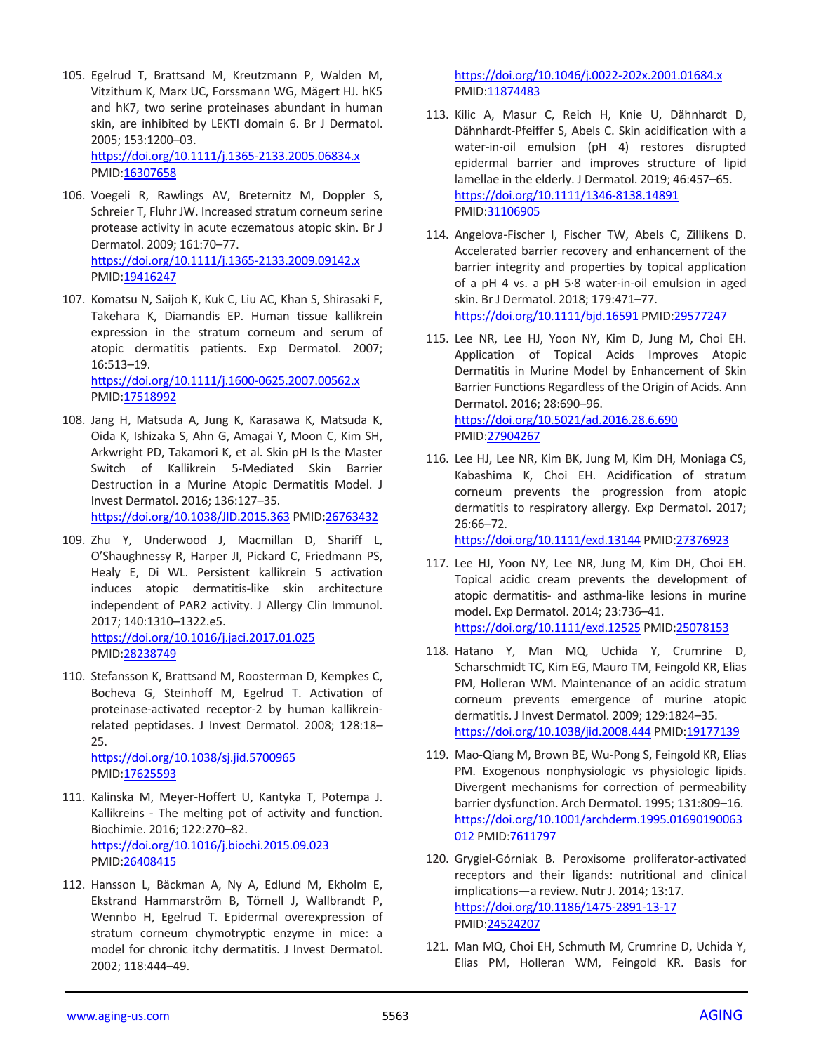105. Egelrud T, Brattsand M, Kreutzmann P, Walden M, Vitzithum K, Marx UC, Forssmann WG, Mägert HJ. hK5 and hK7, two serine proteinases abundant in human skin, are inhibited by LEKTI domain 6. Br J Dermatol. 2005; 153:1200–03. https://doi.org/10.1111/j.1365-2133.2005.06834.x PMID:16307658

106. Voegeli R, Rawlings AV, Breternitz M, Doppler S, Schreier T, Fluhr JW. Increased stratum corneum serine protease activity in acute eczematous atopic skin. Br J Dermatol. 2009; 161:70–77. https://doi.org/10.1111/j.1365-2133.2009.09142.x PMID:19416247

107. Komatsu N, Saijoh K, Kuk C, Liu AC, Khan S, Shirasaki F, Takehara K, Diamandis EP. Human tissue kallikrein expression in the stratum corneum and serum of atopic dermatitis patients. Exp Dermatol. 2007; 16:513–19. https://doi.org/10.1111/j.1600-0625.2007.00562.x PMID:17518992

108. Jang H, Matsuda A, Jung K, Karasawa K, Matsuda K, Oida K, Ishizaka S, Ahn G, Amagai Y, Moon C, Kim SH, Arkwright PD, Takamori K, et al. Skin pH Is the Master Switch of Kallikrein 5-Mediated Skin Barrier Destruction in a Murine Atopic Dermatitis Model. J Invest Dermatol. 2016; 136:127–35. https://doi.org/10.1038/JID.2015.363 PMID:26763432

109. Zhu Y, Underwood J, Macmillan D, Shariff L, O'Shaughnessy R, Harper JI, Pickard C, Friedmann PS, Healy E, Di WL. Persistent kallikrein 5 activation induces atopic dermatitis-like skin architecture independent of PAR2 activity. J Allergy Clin Immunol. 2017; 140:1310–1322.e5. https://doi.org/10.1016/j.jaci.2017.01.025 PMID:28238749

110. Stefansson K, Brattsand M, Roosterman D, Kempkes C, Bocheva G, Steinhoff M, Egelrud T. Activation of proteinase-activated receptor-2 by human kallikrein-related peptidases. J Invest Dermatol. 2008; 128:18–25. https://doi.org/10.1038/sj.jid.5700965 PMID:17625593

111. Kalinska M, Meyer-Hoffert U, Kantyka T, Potempa J. Kallikreins - The melting pot of activity and function. Biochimie. 2016; 122:270–82. https://doi.org/10.1016/j.biochi.2015.09.023 PMID:26408415

112. Hansson L, Bäckman A, Ny A, Edlund M, Ekholm E, Ekstrand Hammarström B, Törnell J, Wallbrandt P, Wennbo H, Egelrud T. Epidermal overexpression of stratum corneum chymotryptic enzyme in mice: a model for chronic itchy dermatitis. J Invest Dermatol. 2002; 118:444–49. https://doi.org/10.1046/j.0022-202x.2001.01684.x PMID:11874483

113. Kilic A, Masur C, Reich H, Knie U, Dähnhardt D, Dähnhardt-Pfeiffer S, Abels C. Skin acidification with a water-in-oil emulsion (pH 4) restores disrupted epidermal barrier and improves structure of lipid lamellae in the elderly. J Dermatol. 2019; 46:457–65. https://doi.org/10.1111/1346-8138.14891 PMID:31106905

114. Angelova-Fischer I, Fischer TW, Abels C, Zillikens D. Accelerated barrier recovery and enhancement of the barrier integrity and properties by topical application of a pH 4 vs. a pH 5·8 water-in-oil emulsion in aged skin. Br J Dermatol. 2018; 179:471–77. https://doi.org/10.1111/bjd.16591 PMID:29577247

115. Lee NR, Lee HJ, Yoon NY, Kim D, Jung M, Choi EH. Application of Topical Acids Improves Atopic Dermatitis in Murine Model by Enhancement of Skin Barrier Functions Regardless of the Origin of Acids. Ann Dermatol. 2016; 28:690–96. https://doi.org/10.5021/ad.2016.28.6.690 PMID:27904267

116. Lee HJ, Lee NR, Kim BK, Jung M, Kim DH, Moniaga CS, Kabashima K, Choi EH. Acidification of stratum corneum prevents the progression from atopic dermatitis to respiratory allergy. Exp Dermatol. 2017; 26:66–72. https://doi.org/10.1111/exd.13144 PMID:27376923

117. Lee HJ, Yoon NY, Lee NR, Jung M, Kim DH, Choi EH. Topical acidic cream prevents the development of atopic dermatitis- and asthma-like lesions in murine model. Exp Dermatol. 2014; 23:736–41. https://doi.org/10.1111/exd.12525 PMID:25078153

118. Hatano Y, Man MQ, Uchida Y, Crumrine D, Scharschmidt TC, Kim EG, Mauro TM, Feingold KR, Elias PM, Holleran WM. Maintenance of an acidic stratum corneum prevents emergence of murine atopic dermatitis. J Invest Dermatol. 2009; 129:1824–35. https://doi.org/10.1038/jid.2008.444 PMID:19177139

119. Mao-Qiang M, Brown BE, Wu-Pong S, Feingold KR, Elias PM. Exogenous nonphysiologic vs physiologic lipids. Divergent mechanisms for correction of permeability barrier dysfunction. Arch Dermatol. 1995; 131:809–16. https://doi.org/10.1001/archderm.1995.01690190063012 PMID:7611797

120. Grygiel-Górniak B. Peroxisome proliferator-activated receptors and their ligands: nutritional and clinical implications—a review. Nutr J. 2014; 13:17. https://doi.org/10.1186/1475-2891-13-17 PMID:24524207

121. Man MQ, Choi EH, Schmuth M, Crumrine D, Uchida Y, Elias PM, Holleran WM, Feingold KR. Basis for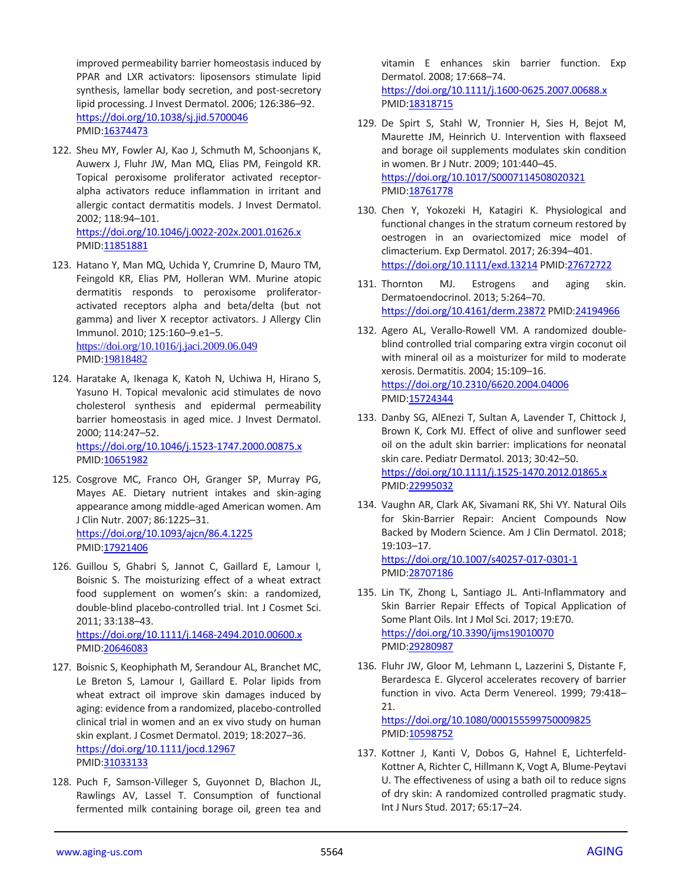improved permeability barrier homeostasis induced by PPAR and LXR activators: liposensors stimulate lipid synthesis, lamellar body secretion, and post-secretory lipid processing. J Invest Dermatol. 2006; 126:386–92. https://doi.org/10.1038/sj.jid.5700046 PMID:16374473

122. Sheu MY, Fowler AJ, Kao J, Schmuth M, Schoonjans K, Auwerx J, Fluhr JW, Man MQ, Elias PM, Feingold KR. Topical peroxisome proliferator activated receptor-alpha activators reduce inflammation in irritant and allergic contact dermatitis models. J Invest Dermatol. 2002; 118:94–101. https://doi.org/10.1046/j.0022-202x.2001.01626.x PMID:11851881

123. Hatano Y, Man MQ, Uchida Y, Crumrine D, Mauro TM, Feingold KR, Elias PM, Holleran WM. Murine atopic dermatitis responds to peroxisome proliferator-activated receptors alpha and beta/delta (but not gamma) and liver X receptor activators. J Allergy Clin Immunol. 2010; 125:160–9.e1–5. https://doi.org/10.1016/j.jaci.2009.06.049 PMID:19818482

124. Haratake A, Ikenaga K, Katoh N, Uchiwa H, Hirano S, Yasuno H. Topical mevalonic acid stimulates de novo cholesterol synthesis and epidermal permeability barrier homeostasis in aged mice. J Invest Dermatol. 2000; 114:247–52. https://doi.org/10.1046/j.1523-1747.2000.00875.x PMID:10651982

125. Cosgrove MC, Franco OH, Granger SP, Murray PG, Mayes AE. Dietary nutrient intakes and skin-aging appearance among middle-aged American women. Am J Clin Nutr. 2007; 86:1225–31. https://doi.org/10.1093/ajcn/86.4.1225 PMID:17921406

126. Guillou S, Ghabri S, Jannot C, Gaillard E, Lamour I, Boisnic S. The moisturizing effect of a wheat extract food supplement on women's skin: a randomized, double-blind placebo-controlled trial. Int J Cosmet Sci. 2011; 33:138–43. https://doi.org/10.1111/j.1468-2494.2010.00600.x PMID:20646083

127. Boisnic S, Keophiphath M, Serandour AL, Branchet MC, Le Breton S, Lamour I, Gaillard E. Polar lipids from wheat extract oil improve skin damages induced by aging: evidence from a randomized, placebo-controlled clinical trial in women and an ex vivo study on human skin explant. J Cosmet Dermatol. 2019; 18:2027–36. https://doi.org/10.1111/jocd.12967 PMID:31033133

128. Puch F, Samson-Villeger S, Guyonnet D, Blachon JL, Rawlings AV, Lassel T. Consumption of functional fermented milk containing borage oil, green tea and vitamin E enhances skin barrier function. Exp Dermatol. 2008; 17:668–74. https://doi.org/10.1111/j.1600-0625.2007.00688.x PMID:18318715

129. De Spirt S, Stahl W, Tronnier H, Sies H, Bejot M, Maurette JM, Heinrich U. Intervention with flaxseed and borage oil supplements modulates skin condition in women. Br J Nutr. 2009; 101:440–45. https://doi.org/10.1017/S0007114508020321 PMID:18761778

130. Chen Y, Yokozeki H, Katagiri K. Physiological and functional changes in the stratum corneum restored by oestrogen in an ovariectomized mice model of climacterium. Exp Dermatol. 2017; 26:394–401. https://doi.org/10.1111/exd.13214 PMID:27672722

131. Thornton MJ. Estrogens and aging skin. Dermatoendocrinol. 2013; 5:264–70. https://doi.org/10.4161/derm.23872 PMID:24194966

132. Agero AL, Verallo-Rowell VM. A randomized double-blind controlled trial comparing extra virgin coconut oil with mineral oil as a moisturizer for mild to moderate xerosis. Dermatitis. 2004; 15:109–16. https://doi.org/10.2310/6620.2004.04006 PMID:15724344

133. Danby SG, AlEnezi T, Sultan A, Lavender T, Chittock J, Brown K, Cork MJ. Effect of olive and sunflower seed oil on the adult skin barrier: implications for neonatal skin care. Pediatr Dermatol. 2013; 30:42–50. https://doi.org/10.1111/j.1525-1470.2012.01865.x PMID:22995032

134. Vaughn AR, Clark AK, Sivamani RK, Shi VY. Natural Oils for Skin-Barrier Repair: Ancient Compounds Now Backed by Modern Science. Am J Clin Dermatol. 2018; 19:103–17. https://doi.org/10.1007/s40257-017-0301-1 PMID:28707186

135. Lin TK, Zhong L, Santiago JL. Anti-Inflammatory and Skin Barrier Repair Effects of Topical Application of Some Plant Oils. Int J Mol Sci. 2017; 19:E70. https://doi.org/10.3390/ijms19010070 PMID:29280987

136. Fluhr JW, Gloor M, Lehmann L, Lazzerini S, Distante F, Berardesca E. Glycerol accelerates recovery of barrier function in vivo. Acta Derm Venereol. 1999; 79:418–21. https://doi.org/10.1080/000155599750009825 PMID:10598752

137. Kottner J, Kanti V, Dobos G, Hahnel E, Lichterfeld-Kottner A, Richter C, Hillmann K, Vogt A, Blume-Peytavi U. The effectiveness of using a bath oil to reduce signs of dry skin: A randomized controlled pragmatic study. Int J Nurs Stud. 2017; 65:17–24.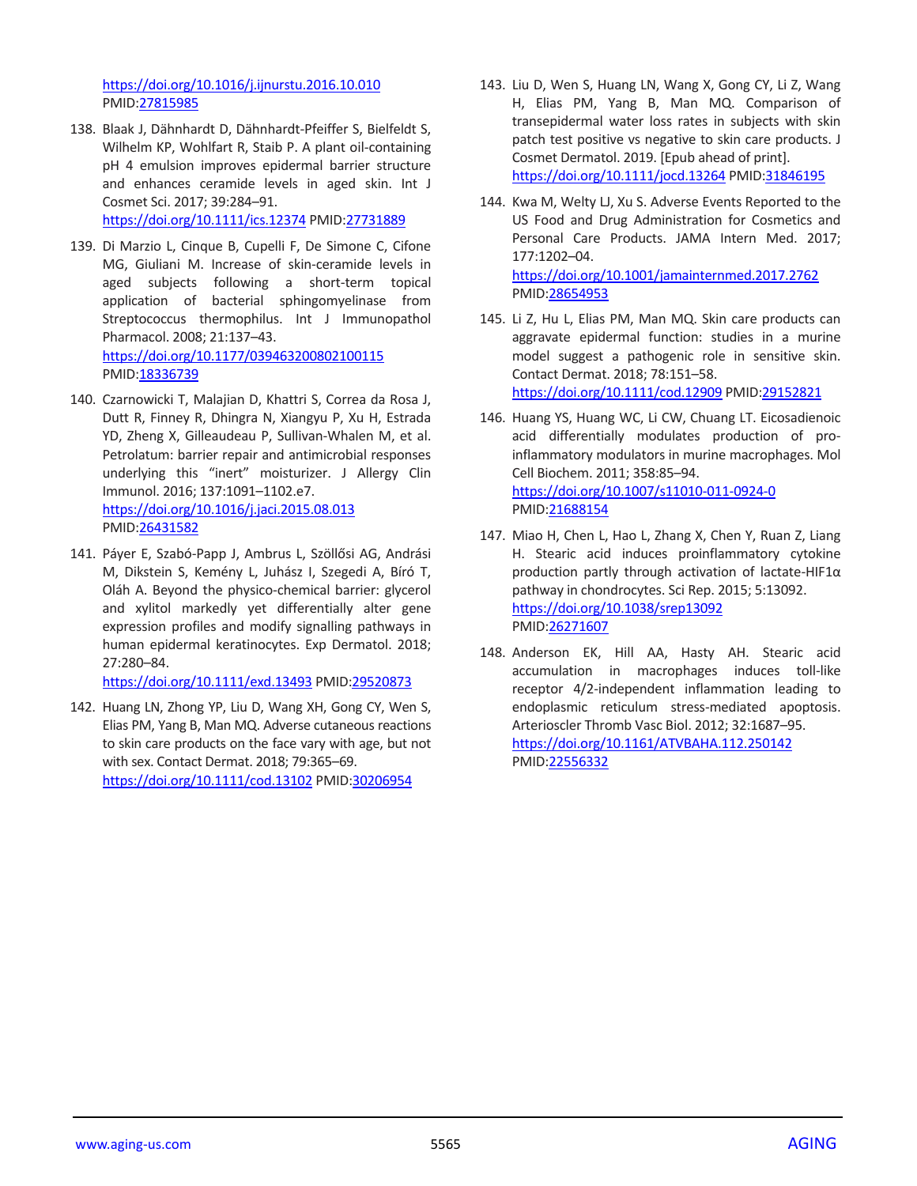https://doi.org/10.1016/j.ijnurstu.2016.10.010 PMID:27815985

138. Blaak J, Dähnhardt D, Dähnhardt-Pfeiffer S, Bielfeldt S, Wilhelm KP, Wohlfart R, Staib P. A plant oil-containing pH 4 emulsion improves epidermal barrier structure and enhances ceramide levels in aged skin. Int J Cosmet Sci. 2017; 39:284–91. https://doi.org/10.1111/ics.12374 PMID:27731889

139. Di Marzio L, Cinque B, Cupelli F, De Simone C, Cifone MG, Giuliani M. Increase of skin-ceramide levels in aged subjects following a short-term topical application of bacterial sphingomyelinase from Streptococcus thermophilus. Int J Immunopathol Pharmacol. 2008; 21:137–43. https://doi.org/10.1177/039463200802100115 PMID:18336739

140. Czarnowicki T, Malajian D, Khattri S, Correa da Rosa J, Dutt R, Finney R, Dhingra N, Xiangyu P, Xu H, Estrada YD, Zheng X, Gilleaudeau P, Sullivan-Whalen M, et al. Petrolatum: barrier repair and antimicrobial responses underlying this “inert” moisturizer. J Allergy Clin Immunol. 2016; 137:1091–1102.e7. https://doi.org/10.1016/j.jaci.2015.08.013 PMID:26431582

141. Páyer E, Szabó-Papp J, Ambrus L, Szöllősi AG, Andrási M, Dikstein S, Kemény L, Juhász I, Szegedi A, Bíró T, Oláh A. Beyond the physico-chemical barrier: glycerol and xylitol markedly yet differentially alter gene expression profiles and modify signalling pathways in human epidermal keratinocytes. Exp Dermatol. 2018; 27:280–84. https://doi.org/10.1111/exd.13493 PMID:29520873

142. Huang LN, Zhong YP, Liu D, Wang XH, Gong CY, Wen S, Elias PM, Yang B, Man MQ. Adverse cutaneous reactions to skin care products on the face vary with age, but not with sex. Contact Dermat. 2018; 79:365–69. https://doi.org/10.1111/cod.13102 PMID:30206954

143. Liu D, Wen S, Huang LN, Wang X, Gong CY, Li Z, Wang H, Elias PM, Yang B, Man MQ. Comparison of transepidermal water loss rates in subjects with skin patch test positive vs negative to skin care products. J Cosmet Dermatol. 2019. [Epub ahead of print]. https://doi.org/10.1111/jocd.13264 PMID:31846195

144. Kwa M, Welty LJ, Xu S. Adverse Events Reported to the US Food and Drug Administration for Cosmetics and Personal Care Products. JAMA Intern Med. 2017; 177:1202–04. https://doi.org/10.1001/jamainternmed.2017.2762 PMID:28654953

145. Li Z, Hu L, Elias PM, Man MQ. Skin care products can aggravate epidermal function: studies in a murine model suggest a pathogenic role in sensitive skin. Contact Dermat. 2018; 78:151–58. https://doi.org/10.1111/cod.12909 PMID:29152821

146. Huang YS, Huang WC, Li CW, Chuang LT. Eicosadienoic acid differentially modulates production of pro-inflammatory modulators in murine macrophages. Mol Cell Biochem. 2011; 358:85–94. https://doi.org/10.1007/s11010-011-0924-0 PMID:21688154

147. Miao H, Chen L, Hao L, Zhang X, Chen Y, Ruan Z, Liang H. Stearic acid induces proinflammatory cytokine production partly through activation of lactate-HIF1α pathway in chondrocytes. Sci Rep. 2015; 5:13092. https://doi.org/10.1038/srep13092 PMID:26271607

148. Anderson EK, Hill AA, Hasty AH. Stearic acid accumulation in macrophages induces toll-like receptor 4/2-independent inflammation leading to endoplasmic reticulum stress-mediated apoptosis. Arterioscler Thromb Vasc Biol. 2012; 32:1687–95. https://doi.org/10.1161/ATVBAHA.112.250142 PMID:22556332